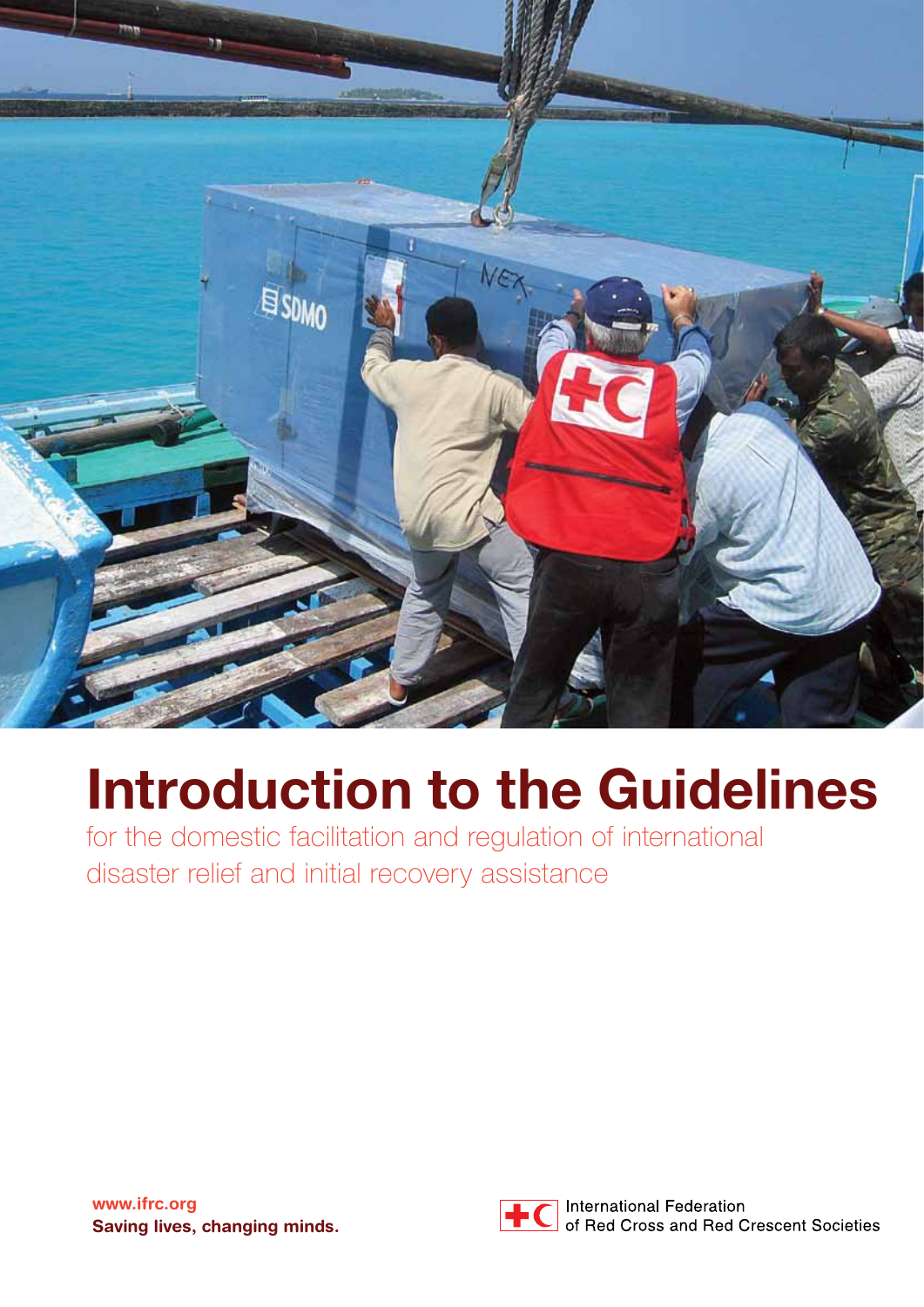# Introduction to the Guidelines

for the domestic facilitation and regulation of international disaster relief and initial recovery assistance

www.ifrc.org
**Saving lives, changing minds.**

International Federation of Red Cross and Red Crescent Societies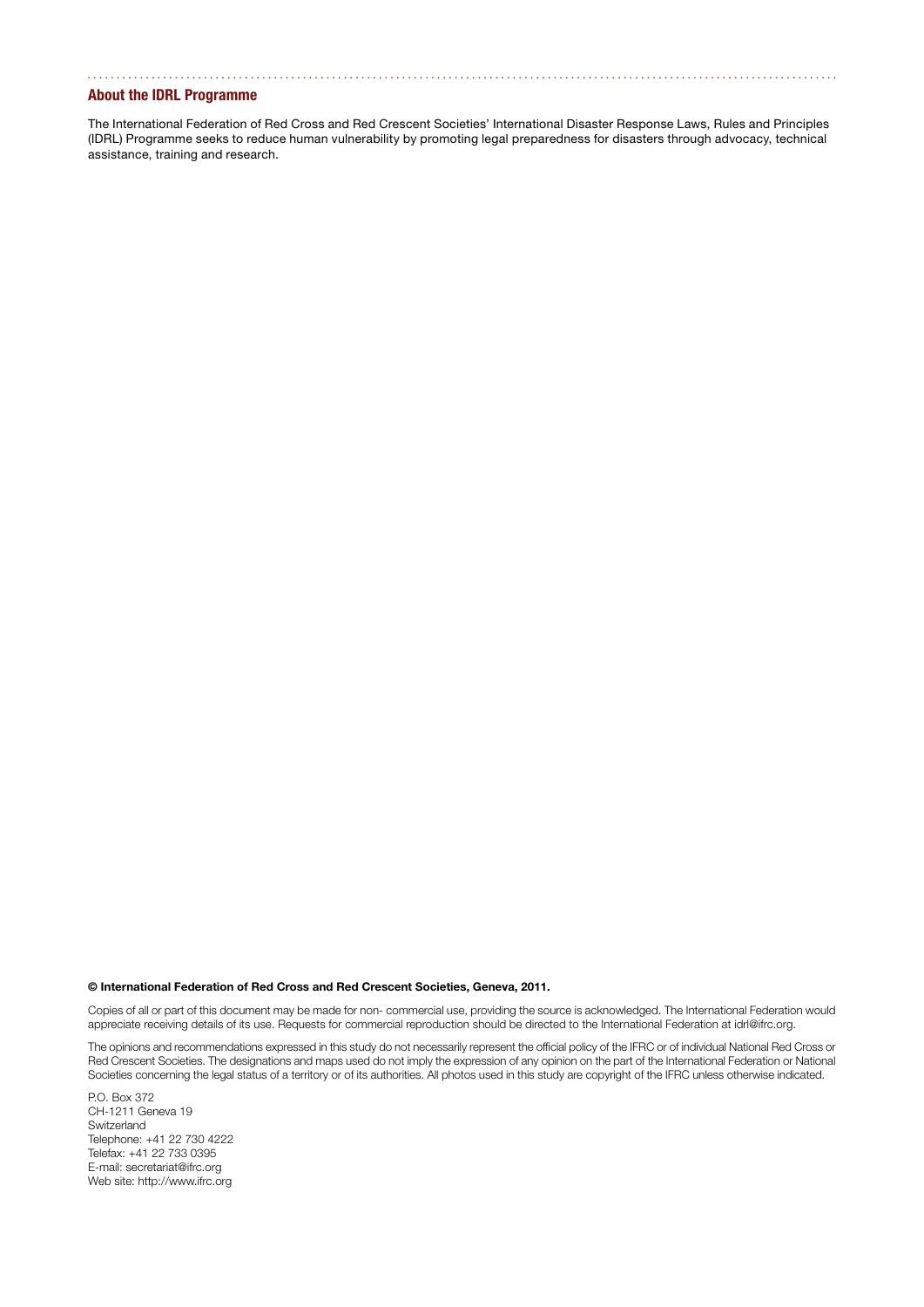## About the IDRL Programme

The International Federation of Red Cross and Red Crescent Societies' International Disaster Response Laws, Rules and Principles (IDRL) Programme seeks to reduce human vulnerability by promoting legal preparedness for disasters through advocacy, technical assistance, training and research.

**© International Federation of Red Cross and Red Crescent Societies, Geneva, 2011.**

Copies of all or part of this document may be made for non- commercial use, providing the source is acknowledged. The International Federation would appreciate receiving details of its use. Requests for commercial reproduction should be directed to the International Federation at idrl@ifrc.org.

The opinions and recommendations expressed in this study do not necessarily represent the official policy of the IFRC or of individual National Red Cross or Red Crescent Societies. The designations and maps used do not imply the expression of any opinion on the part of the International Federation or National Societies concerning the legal status of a territory or of its authorities. All photos used in this study are copyright of the IFRC unless otherwise indicated.

P.O. Box 372
CH-1211 Geneva 19
Switzerland
Telephone: +41 22 730 4222
Telefax: +41 22 733 0395
E-mail: secretariat@ifrc.org
Web site: http://www.ifrc.org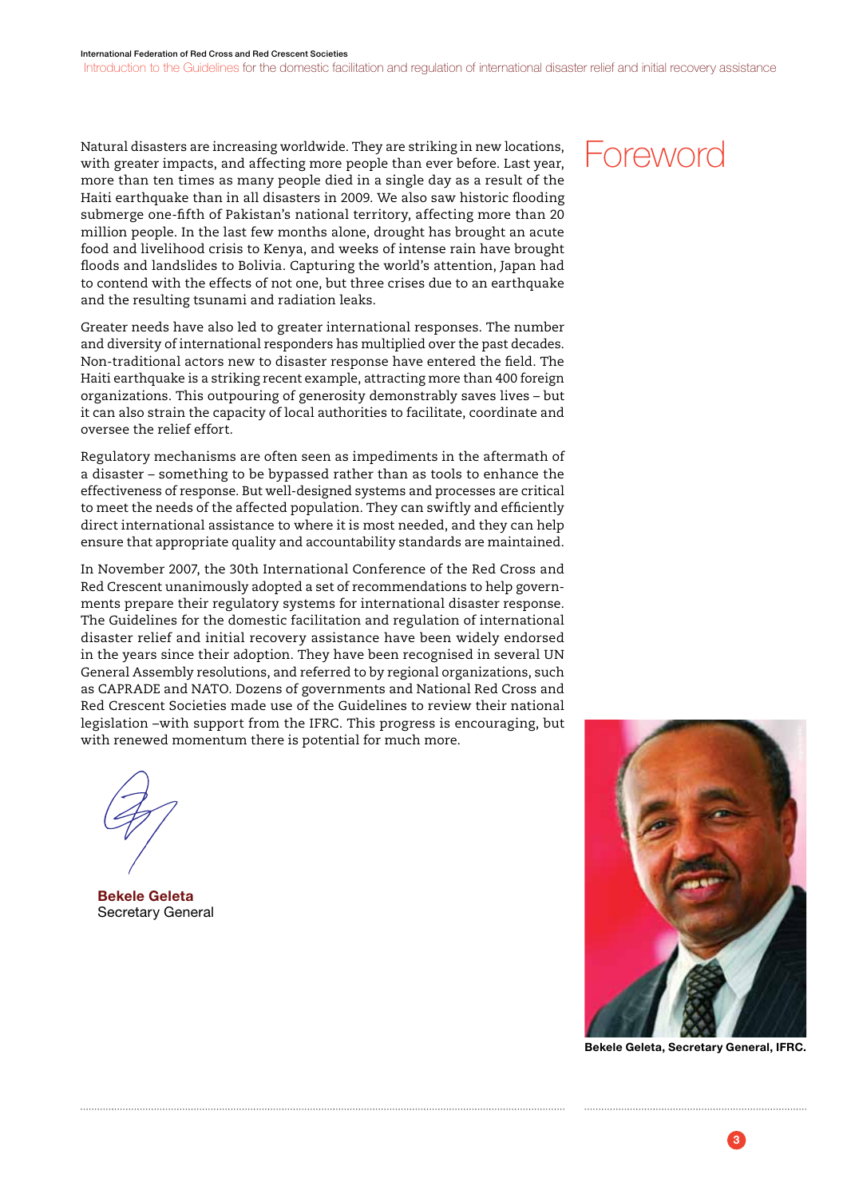# Foreword

Natural disasters are increasing worldwide. They are striking in new locations, with greater impacts, and affecting more people than ever before. Last year, more than ten times as many people died in a single day as a result of the Haiti earthquake than in all disasters in 2009. We also saw historic flooding submerge one-fifth of Pakistan's national territory, affecting more than 20 million people. In the last few months alone, drought has brought an acute food and livelihood crisis to Kenya, and weeks of intense rain have brought floods and landslides to Bolivia. Capturing the world's attention, Japan had to contend with the effects of not one, but three crises due to an earthquake and the resulting tsunami and radiation leaks.

Greater needs have also led to greater international responses. The number and diversity of international responders has multiplied over the past decades. Non-traditional actors new to disaster response have entered the field. The Haiti earthquake is a striking recent example, attracting more than 400 foreign organizations. This outpouring of generosity demonstrably saves lives – but it can also strain the capacity of local authorities to facilitate, coordinate and oversee the relief effort.

Regulatory mechanisms are often seen as impediments in the aftermath of a disaster – something to be bypassed rather than as tools to enhance the effectiveness of response. But well-designed systems and processes are critical to meet the needs of the affected population. They can swiftly and efficiently direct international assistance to where it is most needed, and they can help ensure that appropriate quality and accountability standards are maintained.

In November 2007, the 30th International Conference of the Red Cross and Red Crescent unanimously adopted a set of recommendations to help governments prepare their regulatory systems for international disaster response. The Guidelines for the domestic facilitation and regulation of international disaster relief and initial recovery assistance have been widely endorsed in the years since their adoption. They have been recognised in several UN General Assembly resolutions, and referred to by regional organizations, such as CAPRADE and NATO. Dozens of governments and National Red Cross and Red Crescent Societies made use of the Guidelines to review their national legislation –with support from the IFRC. This progress is encouraging, but with renewed momentum there is potential for much more.

**Bekele Geleta**
Secretary General

**Bekele Geleta, Secretary General, IFRC.**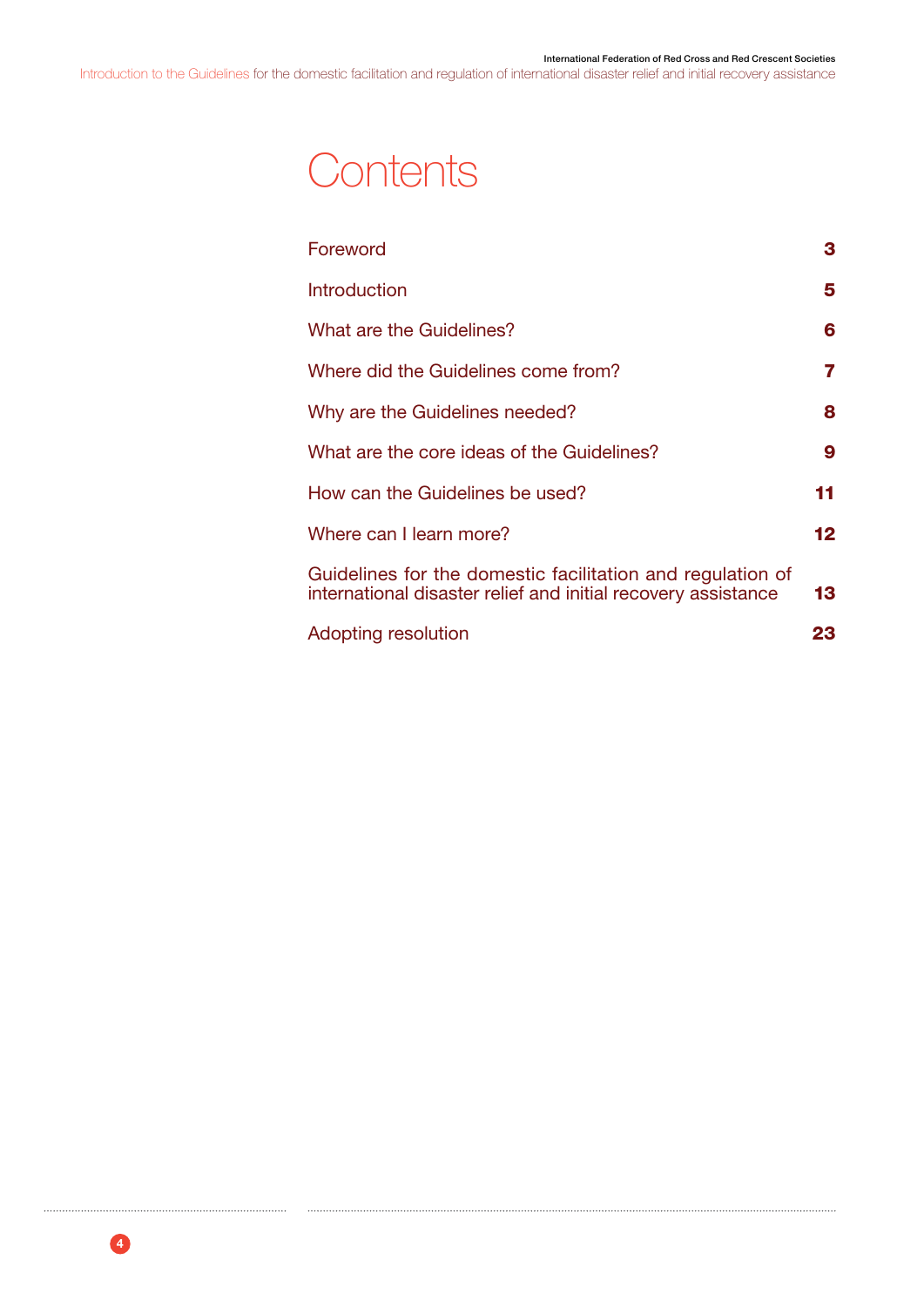# Contents

| | |
|---|---|
| Foreword | 3 |
| Introduction | 5 |
| What are the Guidelines? | 6 |
| Where did the Guidelines come from? | 7 |
| Why are the Guidelines needed? | 8 |
| What are the core ideas of the Guidelines? | 9 |
| How can the Guidelines be used? | 11 |
| Where can I learn more? | 12 |
| Guidelines for the domestic facilitation and regulation of international disaster relief and initial recovery assistance | 13 |
| Adopting resolution | 23 |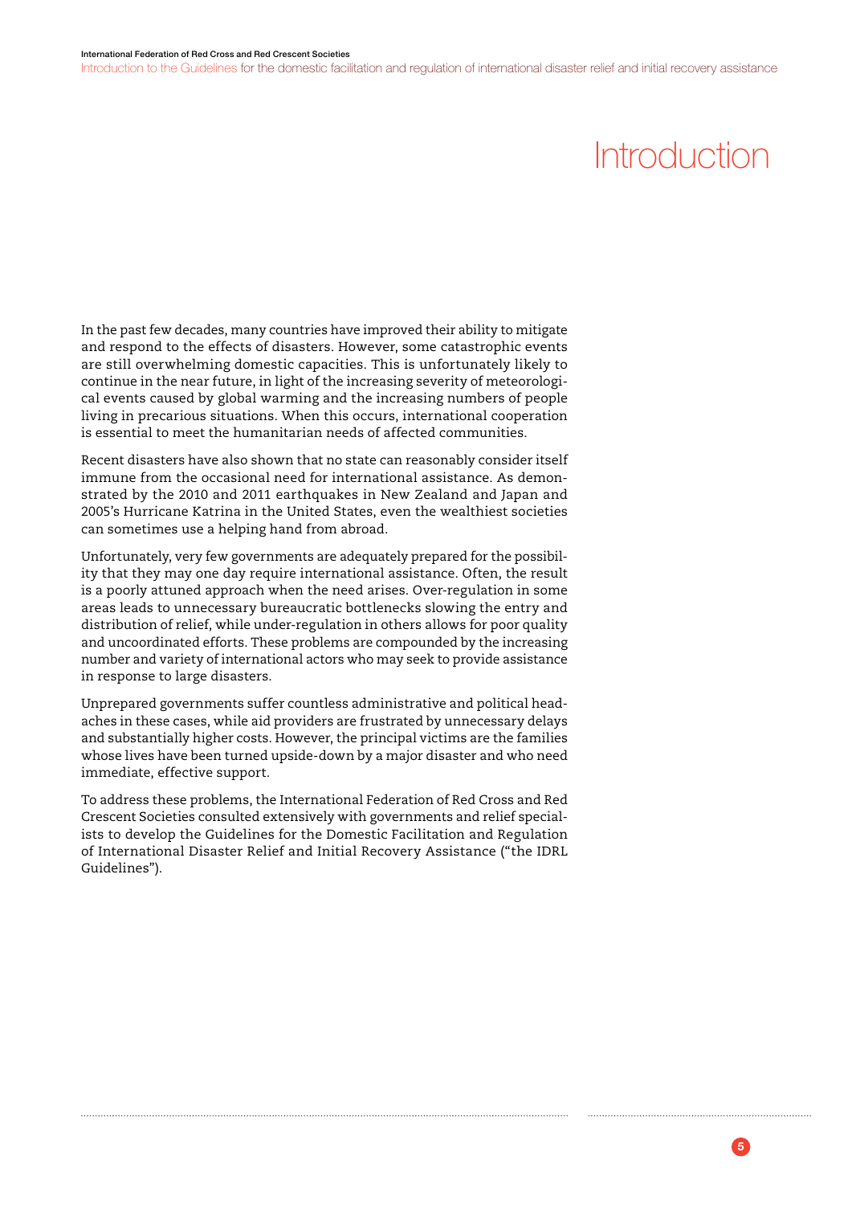# Introduction

In the past few decades, many countries have improved their ability to mitigate and respond to the effects of disasters. However, some catastrophic events are still overwhelming domestic capacities. This is unfortunately likely to continue in the near future, in light of the increasing severity of meteorological events caused by global warming and the increasing numbers of people living in precarious situations. When this occurs, international cooperation is essential to meet the humanitarian needs of affected communities.

Recent disasters have also shown that no state can reasonably consider itself immune from the occasional need for international assistance. As demonstrated by the 2010 and 2011 earthquakes in New Zealand and Japan and 2005's Hurricane Katrina in the United States, even the wealthiest societies can sometimes use a helping hand from abroad.

Unfortunately, very few governments are adequately prepared for the possibility that they may one day require international assistance. Often, the result is a poorly attuned approach when the need arises. Over-regulation in some areas leads to unnecessary bureaucratic bottlenecks slowing the entry and distribution of relief, while under-regulation in others allows for poor quality and uncoordinated efforts. These problems are compounded by the increasing number and variety of international actors who may seek to provide assistance in response to large disasters.

Unprepared governments suffer countless administrative and political headaches in these cases, while aid providers are frustrated by unnecessary delays and substantially higher costs. However, the principal victims are the families whose lives have been turned upside-down by a major disaster and who need immediate, effective support.

To address these problems, the International Federation of Red Cross and Red Crescent Societies consulted extensively with governments and relief specialists to develop the Guidelines for the Domestic Facilitation and Regulation of International Disaster Relief and Initial Recovery Assistance ("the IDRL Guidelines").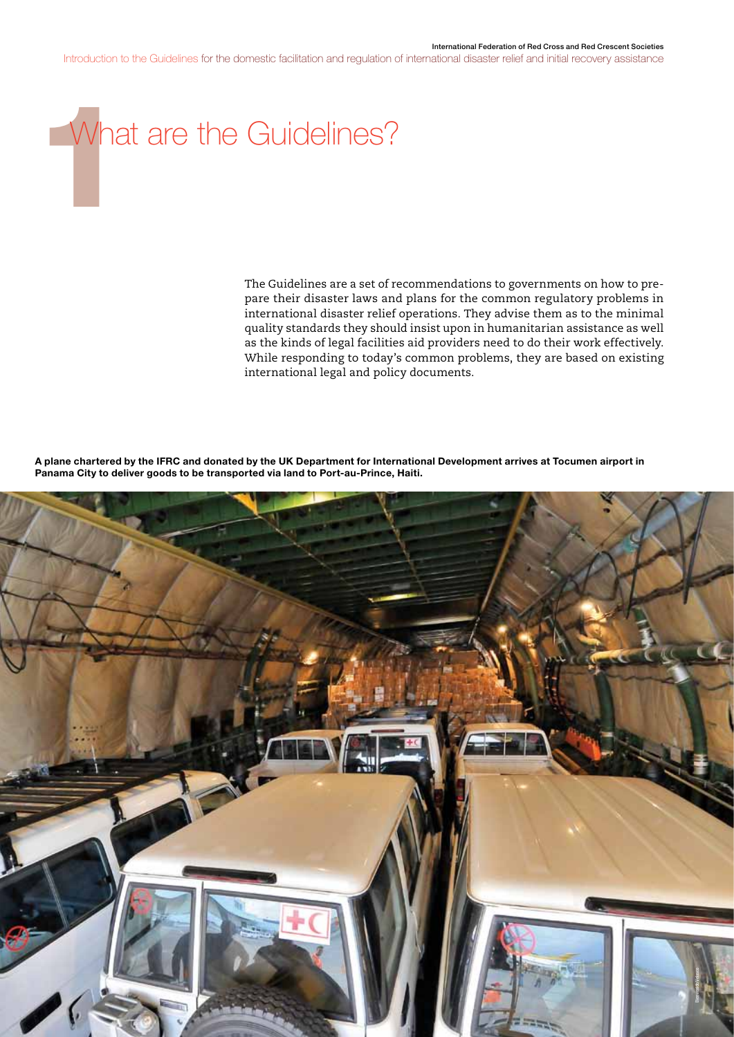# 1 What are the Guidelines?

The Guidelines are a set of recommendations to governments on how to prepare their disaster laws and plans for the common regulatory problems in international disaster relief operations. They advise them as to the minimal quality standards they should insist upon in humanitarian assistance as well as the kinds of legal facilities aid providers need to do their work effectively. While responding to today's common problems, they are based on existing international legal and policy documents.

**A plane chartered by the IFRC and donated by the UK Department for International Development arrives at Tocumen airport in Panama City to deliver goods to be transported via land to Port-au-Prince, Haiti.**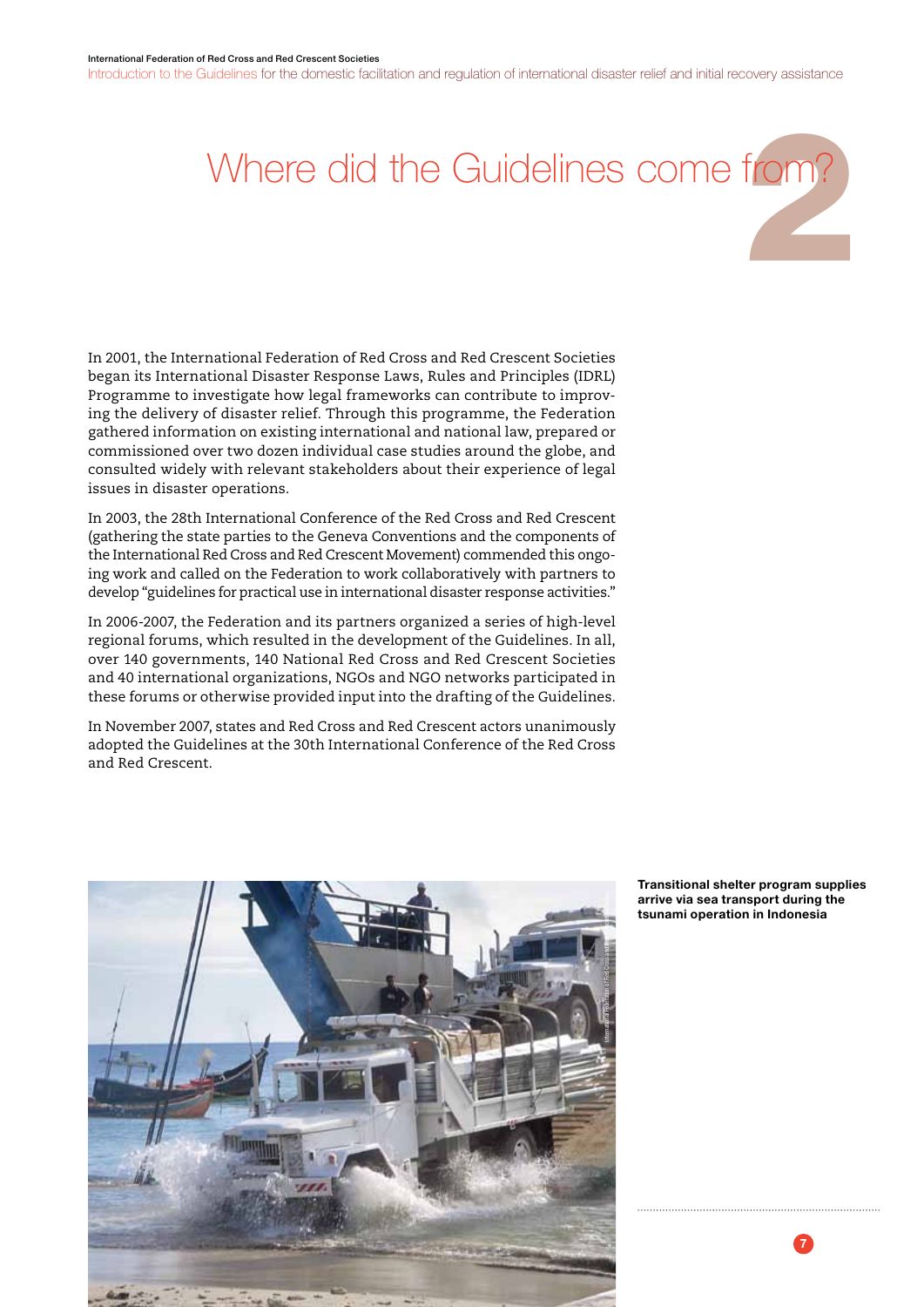# Where did the Guidelines come from?

In 2001, the International Federation of Red Cross and Red Crescent Societies began its International Disaster Response Laws, Rules and Principles (IDRL) Programme to investigate how legal frameworks can contribute to improving the delivery of disaster relief. Through this programme, the Federation gathered information on existing international and national law, prepared or commissioned over two dozen individual case studies around the globe, and consulted widely with relevant stakeholders about their experience of legal issues in disaster operations.

In 2003, the 28th International Conference of the Red Cross and Red Crescent (gathering the state parties to the Geneva Conventions and the components of the International Red Cross and Red Crescent Movement) commended this ongoing work and called on the Federation to work collaboratively with partners to develop "guidelines for practical use in international disaster response activities."

In 2006-2007, the Federation and its partners organized a series of high-level regional forums, which resulted in the development of the Guidelines. In all, over 140 governments, 140 National Red Cross and Red Crescent Societies and 40 international organizations, NGOs and NGO networks participated in these forums or otherwise provided input into the drafting of the Guidelines.

In November 2007, states and Red Cross and Red Crescent actors unanimously adopted the Guidelines at the 30th International Conference of the Red Cross and Red Crescent.

**Transitional shelter program supplies arrive via sea transport during the tsunami operation in Indonesia**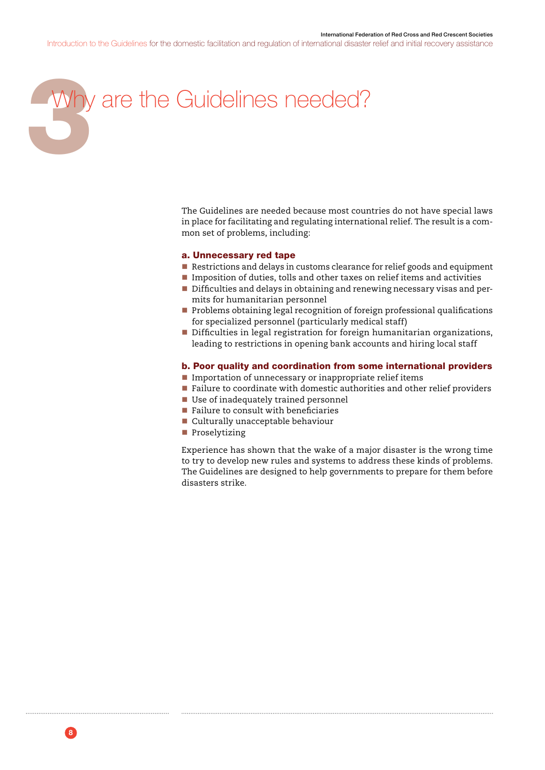# 3 Why are the Guidelines needed?

The Guidelines are needed because most countries do not have special laws in place for facilitating and regulating international relief. The result is a common set of problems, including:

### a. Unnecessary red tape

- Restrictions and delays in customs clearance for relief goods and equipment
- Imposition of duties, tolls and other taxes on relief items and activities
- Difficulties and delays in obtaining and renewing necessary visas and permits for humanitarian personnel
- Problems obtaining legal recognition of foreign professional qualifications for specialized personnel (particularly medical staff)
- Difficulties in legal registration for foreign humanitarian organizations, leading to restrictions in opening bank accounts and hiring local staff

### b. Poor quality and coordination from some international providers

- Importation of unnecessary or inappropriate relief items
- Failure to coordinate with domestic authorities and other relief providers
- Use of inadequately trained personnel
- Failure to consult with beneficiaries
- Culturally unacceptable behaviour
- Proselytizing

Experience has shown that the wake of a major disaster is the wrong time to try to develop new rules and systems to address these kinds of problems. The Guidelines are designed to help governments to prepare for them before disasters strike.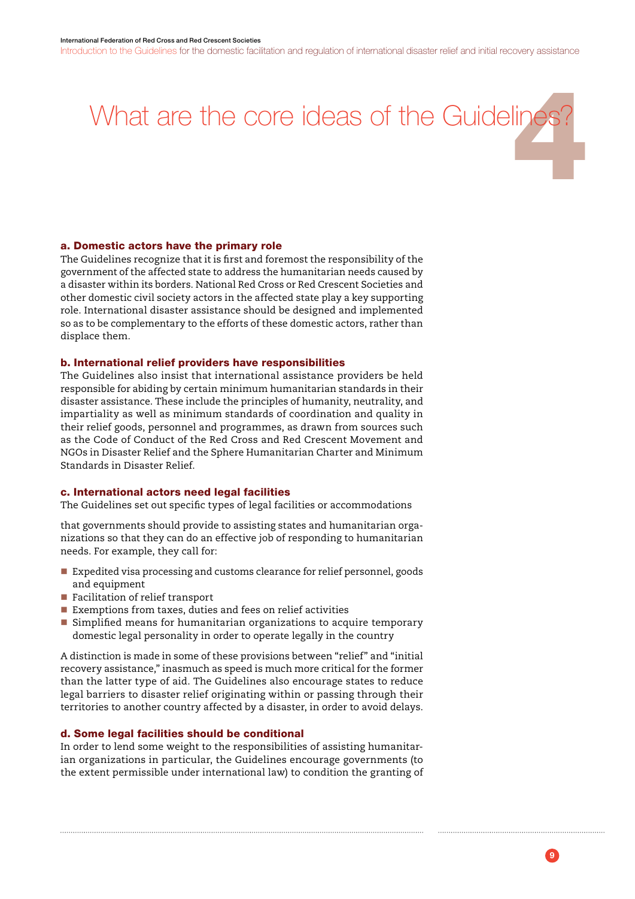# What are the core ideas of the Guidelines? 4

### a. Domestic actors have the primary role

The Guidelines recognize that it is first and foremost the responsibility of the government of the affected state to address the humanitarian needs caused by a disaster within its borders. National Red Cross or Red Crescent Societies and other domestic civil society actors in the affected state play a key supporting role. International disaster assistance should be designed and implemented so as to be complementary to the efforts of these domestic actors, rather than displace them.

### b. International relief providers have responsibilities

The Guidelines also insist that international assistance providers be held responsible for abiding by certain minimum humanitarian standards in their disaster assistance. These include the principles of humanity, neutrality, and impartiality as well as minimum standards of coordination and quality in their relief goods, personnel and programmes, as drawn from sources such as the Code of Conduct of the Red Cross and Red Crescent Movement and NGOs in Disaster Relief and the Sphere Humanitarian Charter and Minimum Standards in Disaster Relief.

### c. International actors need legal facilities

The Guidelines set out specific types of legal facilities or accommodations that governments should provide to assisting states and humanitarian organizations so that they can do an effective job of responding to humanitarian needs. For example, they call for:

- Expedited visa processing and customs clearance for relief personnel, goods and equipment
- Facilitation of relief transport
- Exemptions from taxes, duties and fees on relief activities
- Simplified means for humanitarian organizations to acquire temporary domestic legal personality in order to operate legally in the country

A distinction is made in some of these provisions between "relief" and "initial recovery assistance," inasmuch as speed is much more critical for the former than the latter type of aid. The Guidelines also encourage states to reduce legal barriers to disaster relief originating within or passing through their territories to another country affected by a disaster, in order to avoid delays.

### d. Some legal facilities should be conditional

In order to lend some weight to the responsibilities of assisting humanitarian organizations in particular, the Guidelines encourage governments (to the extent permissible under international law) to condition the granting of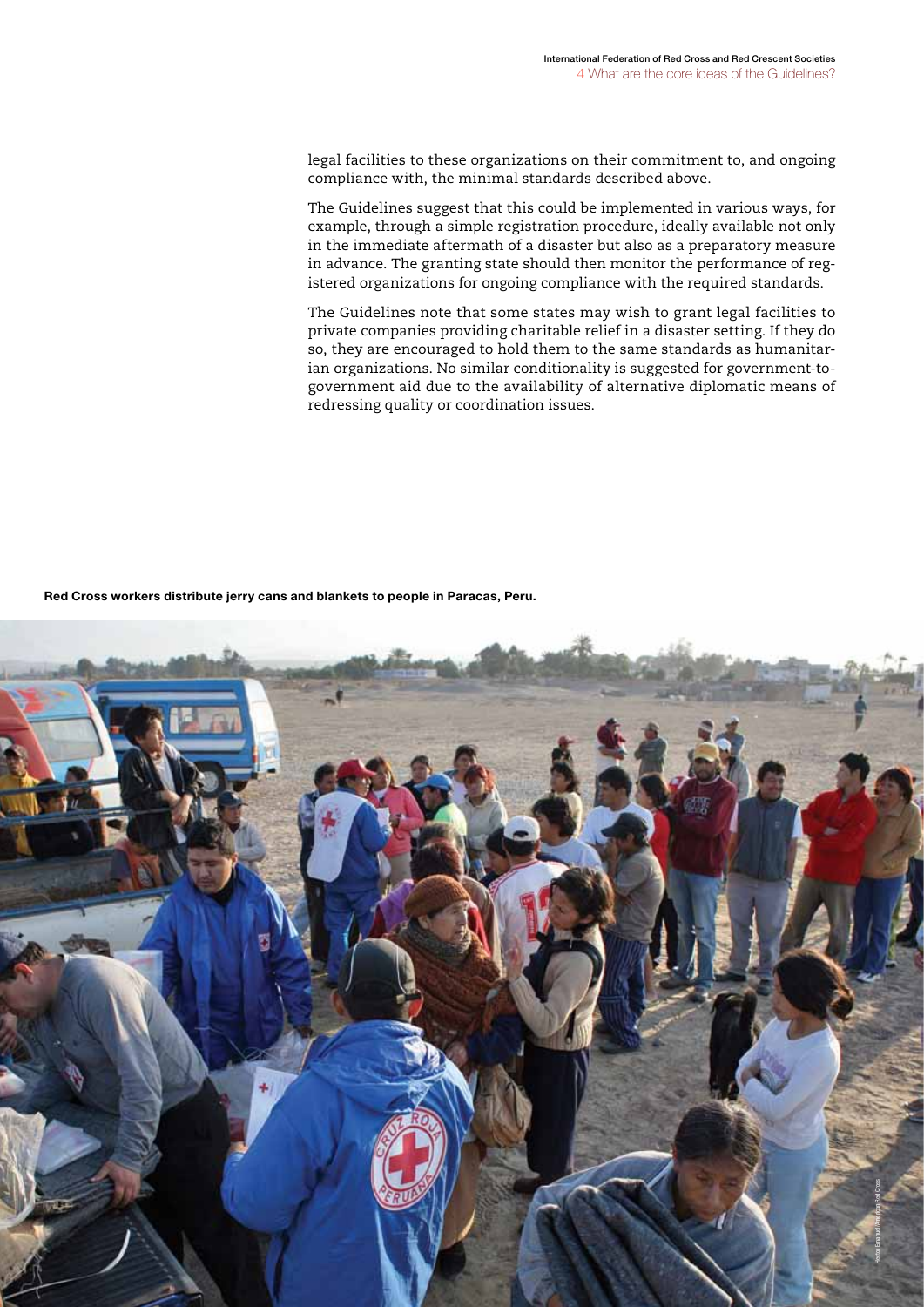legal facilities to these organizations on their commitment to, and ongoing compliance with, the minimal standards described above.

The Guidelines suggest that this could be implemented in various ways, for example, through a simple registration procedure, ideally available not only in the immediate aftermath of a disaster but also as a preparatory measure in advance. The granting state should then monitor the performance of registered organizations for ongoing compliance with the required standards.

The Guidelines note that some states may wish to grant legal facilities to private companies providing charitable relief in a disaster setting. If they do so, they are encouraged to hold them to the same standards as humanitarian organizations. No similar conditionality is suggested for government-to-government aid due to the availability of alternative diplomatic means of redressing quality or coordination issues.

**Red Cross workers distribute jerry cans and blankets to people in Paracas, Peru.**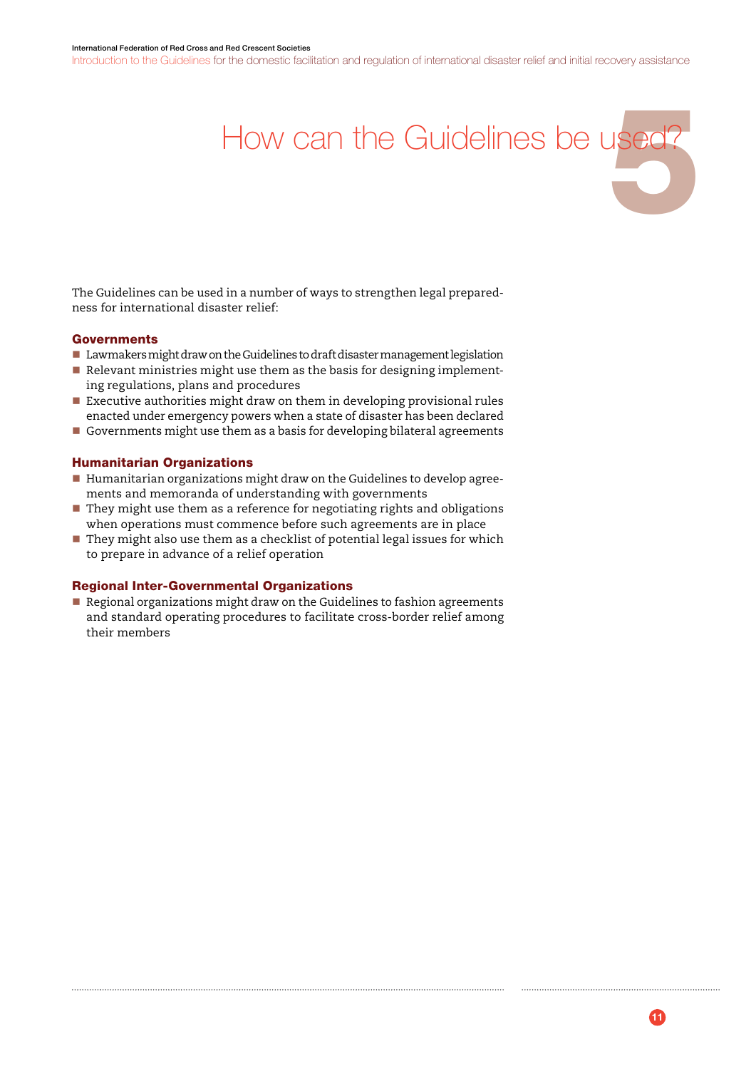# 5 How can the Guidelines be used?

The Guidelines can be used in a number of ways to strengthen legal preparedness for international disaster relief:

### Governments

- Lawmakers might draw on the Guidelines to draft disaster management legislation
- Relevant ministries might use them as the basis for designing implementing regulations, plans and procedures
- Executive authorities might draw on them in developing provisional rules enacted under emergency powers when a state of disaster has been declared
- Governments might use them as a basis for developing bilateral agreements

### Humanitarian Organizations

- Humanitarian organizations might draw on the Guidelines to develop agreements and memoranda of understanding with governments
- They might use them as a reference for negotiating rights and obligations when operations must commence before such agreements are in place
- They might also use them as a checklist of potential legal issues for which to prepare in advance of a relief operation

### Regional Inter-Governmental Organizations

- Regional organizations might draw on the Guidelines to fashion agreements and standard operating procedures to facilitate cross-border relief among their members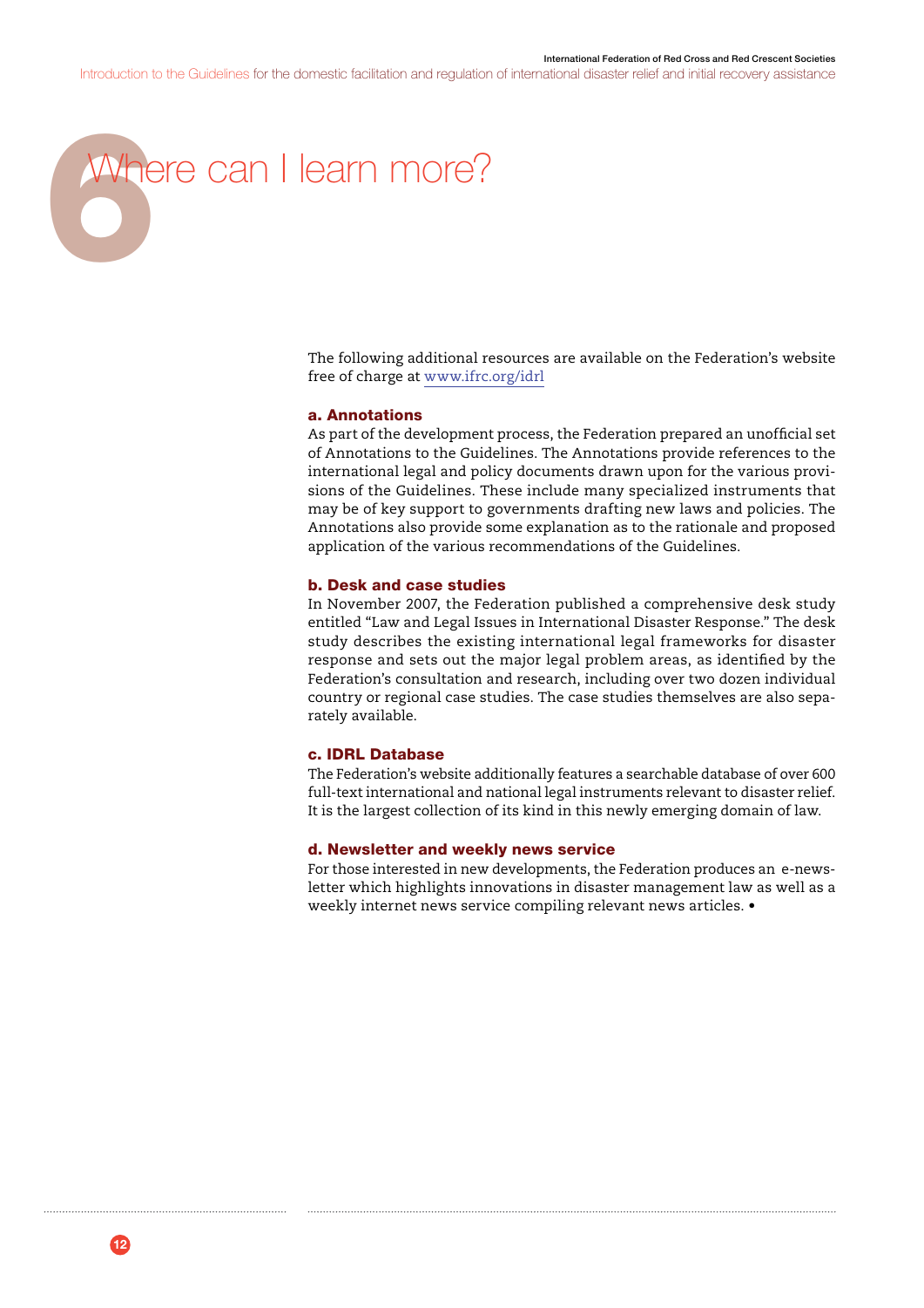# 6 Where can I learn more?

The following additional resources are available on the Federation's website free of charge at www.ifrc.org/idrl

### a. Annotations

As part of the development process, the Federation prepared an unofficial set of Annotations to the Guidelines. The Annotations provide references to the international legal and policy documents drawn upon for the various provisions of the Guidelines. These include many specialized instruments that may be of key support to governments drafting new laws and policies. The Annotations also provide some explanation as to the rationale and proposed application of the various recommendations of the Guidelines.

### b. Desk and case studies

In November 2007, the Federation published a comprehensive desk study entitled "Law and Legal Issues in International Disaster Response." The desk study describes the existing international legal frameworks for disaster response and sets out the major legal problem areas, as identified by the Federation's consultation and research, including over two dozen individual country or regional case studies. The case studies themselves are also separately available.

### c. IDRL Database

The Federation's website additionally features a searchable database of over 600 full-text international and national legal instruments relevant to disaster relief. It is the largest collection of its kind in this newly emerging domain of law.

### d. Newsletter and weekly news service

For those interested in new developments, the Federation produces an e-newsletter which highlights innovations in disaster management law as well as a weekly internet news service compiling relevant news articles. •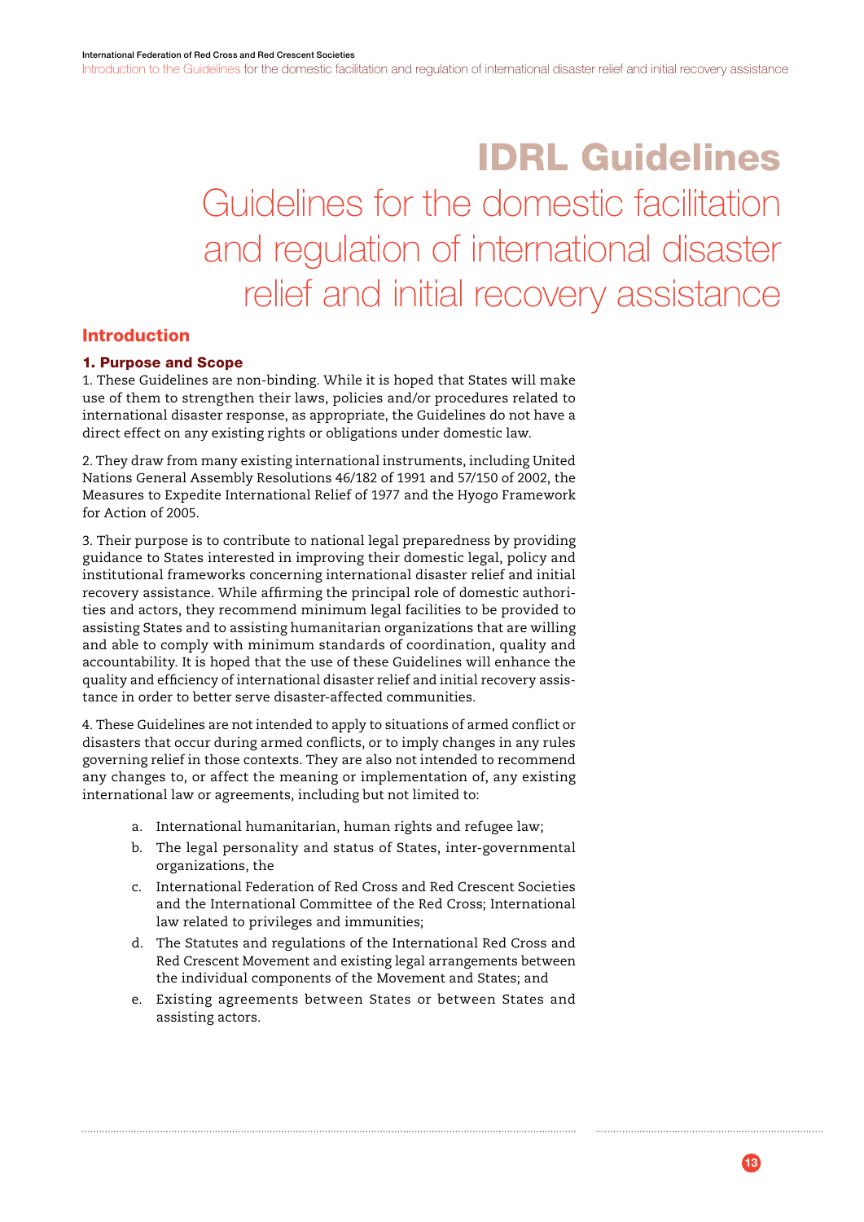# IDRL Guidelines

## Guidelines for the domestic facilitation and regulation of international disaster relief and initial recovery assistance

## Introduction

### 1. Purpose and Scope

1. These Guidelines are non-binding. While it is hoped that States will make use of them to strengthen their laws, policies and/or procedures related to international disaster response, as appropriate, the Guidelines do not have a direct effect on any existing rights or obligations under domestic law.

2. They draw from many existing international instruments, including United Nations General Assembly Resolutions 46/182 of 1991 and 57/150 of 2002, the Measures to Expedite International Relief of 1977 and the Hyogo Framework for Action of 2005.

3. Their purpose is to contribute to national legal preparedness by providing guidance to States interested in improving their domestic legal, policy and institutional frameworks concerning international disaster relief and initial recovery assistance. While affirming the principal role of domestic authorities and actors, they recommend minimum legal facilities to be provided to assisting States and to assisting humanitarian organizations that are willing and able to comply with minimum standards of coordination, quality and accountability. It is hoped that the use of these Guidelines will enhance the quality and efficiency of international disaster relief and initial recovery assistance in order to better serve disaster-affected communities.

4. These Guidelines are not intended to apply to situations of armed conflict or disasters that occur during armed conflicts, or to imply changes in any rules governing relief in those contexts. They are also not intended to recommend any changes to, or affect the meaning or implementation of, any existing international law or agreements, including but not limited to:

a. International humanitarian, human rights and refugee law;
b. The legal personality and status of States, inter-governmental organizations, the
c. International Federation of Red Cross and Red Crescent Societies and the International Committee of the Red Cross; International law related to privileges and immunities;
d. The Statutes and regulations of the International Red Cross and Red Crescent Movement and existing legal arrangements between the individual components of the Movement and States; and
e. Existing agreements between States or between States and assisting actors.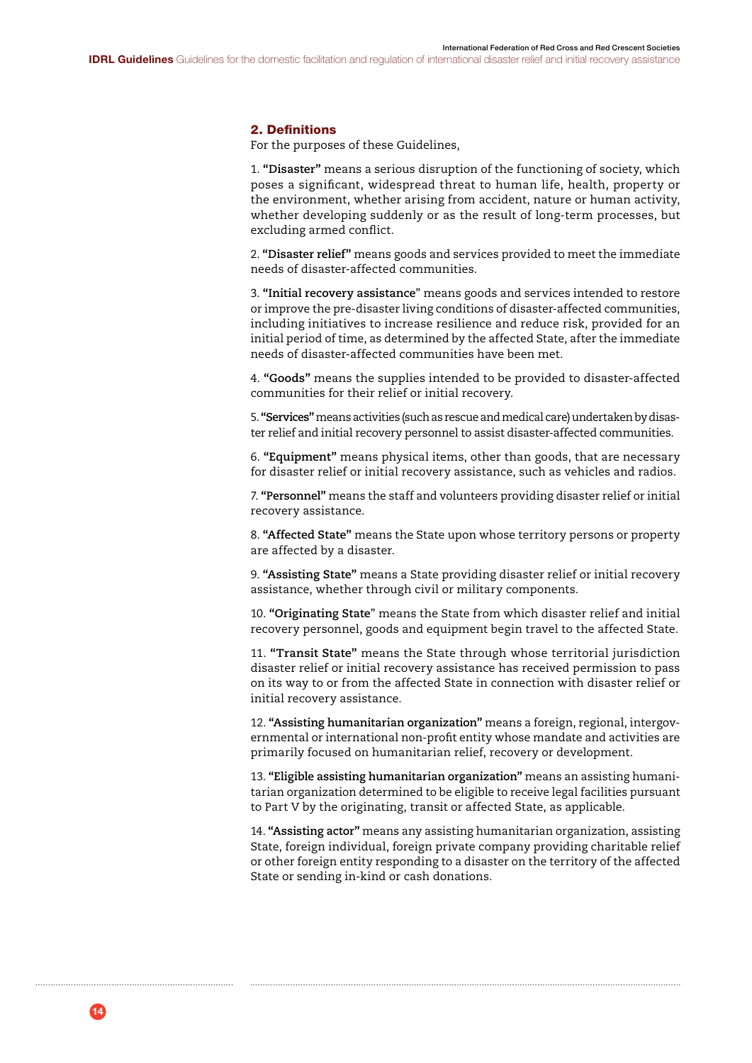## 2. Definitions

For the purposes of these Guidelines,

1. **"Disaster"** means a serious disruption of the functioning of society, which poses a significant, widespread threat to human life, health, property or the environment, whether arising from accident, nature or human activity, whether developing suddenly or as the result of long-term processes, but excluding armed conflict.

2. **"Disaster relief"** means goods and services provided to meet the immediate needs of disaster-affected communities.

3. **"Initial recovery assistance"** means goods and services intended to restore or improve the pre-disaster living conditions of disaster-affected communities, including initiatives to increase resilience and reduce risk, provided for an initial period of time, as determined by the affected State, after the immediate needs of disaster-affected communities have been met.

4. **"Goods"** means the supplies intended to be provided to disaster-affected communities for their relief or initial recovery.

5. **"Services"** means activities (such as rescue and medical care) undertaken by disaster relief and initial recovery personnel to assist disaster-affected communities.

6. **"Equipment"** means physical items, other than goods, that are necessary for disaster relief or initial recovery assistance, such as vehicles and radios.

7. **"Personnel"** means the staff and volunteers providing disaster relief or initial recovery assistance.

8. **"Affected State"** means the State upon whose territory persons or property are affected by a disaster.

9. **"Assisting State"** means a State providing disaster relief or initial recovery assistance, whether through civil or military components.

10. **"Originating State"** means the State from which disaster relief and initial recovery personnel, goods and equipment begin travel to the affected State.

11. **"Transit State"** means the State through whose territorial jurisdiction disaster relief or initial recovery assistance has received permission to pass on its way to or from the affected State in connection with disaster relief or initial recovery assistance.

12. **"Assisting humanitarian organization"** means a foreign, regional, intergovernmental or international non-profit entity whose mandate and activities are primarily focused on humanitarian relief, recovery or development.

13. **"Eligible assisting humanitarian organization"** means an assisting humanitarian organization determined to be eligible to receive legal facilities pursuant to Part V by the originating, transit or affected State, as applicable.

14. **"Assisting actor"** means any assisting humanitarian organization, assisting State, foreign individual, foreign private company providing charitable relief or other foreign entity responding to a disaster on the territory of the affected State or sending in-kind or cash donations.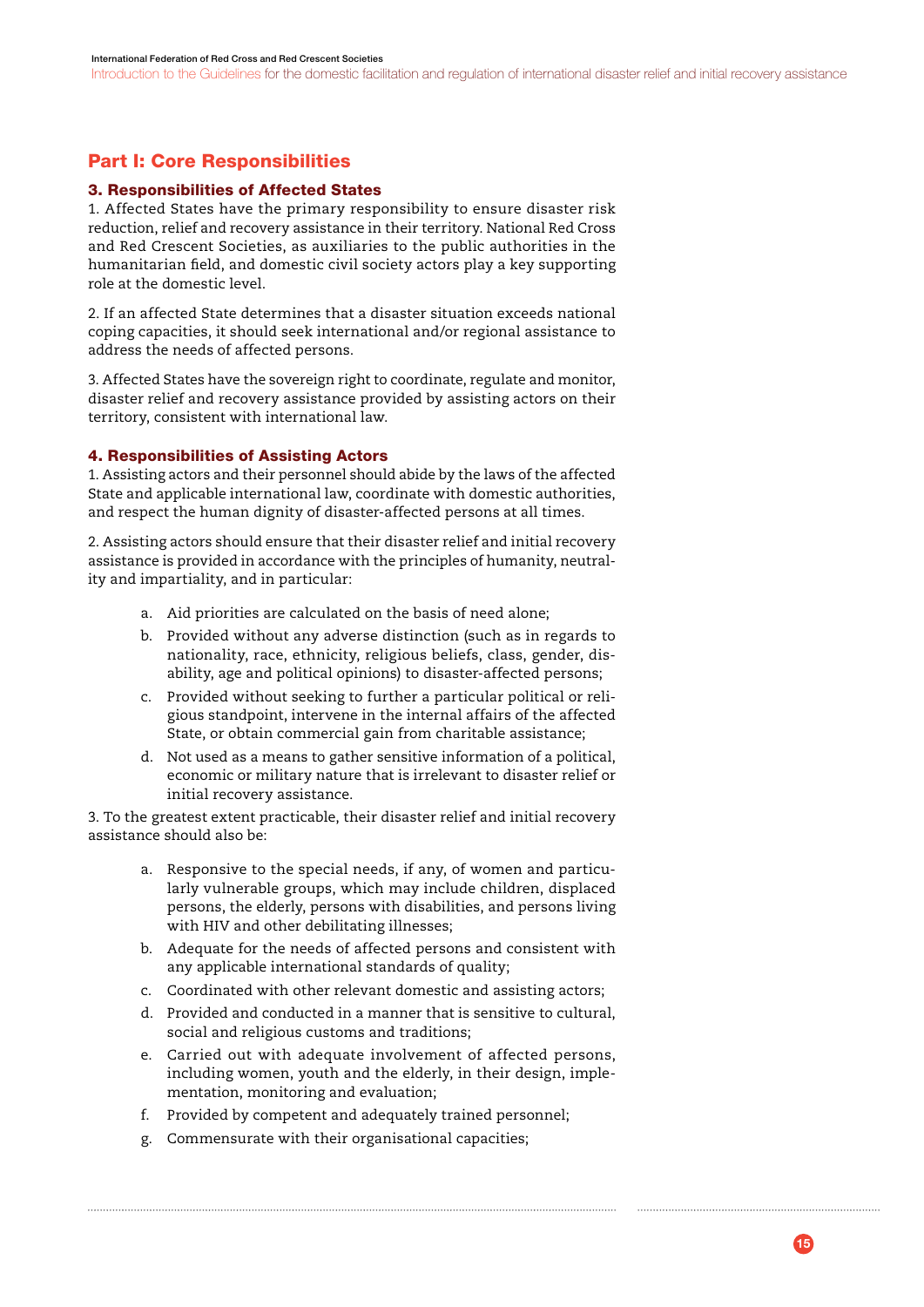## Part I: Core Responsibilities

### 3. Responsibilities of Affected States

1. Affected States have the primary responsibility to ensure disaster risk reduction, relief and recovery assistance in their territory. National Red Cross and Red Crescent Societies, as auxiliaries to the public authorities in the humanitarian field, and domestic civil society actors play a key supporting role at the domestic level.

2. If an affected State determines that a disaster situation exceeds national coping capacities, it should seek international and/or regional assistance to address the needs of affected persons.

3. Affected States have the sovereign right to coordinate, regulate and monitor, disaster relief and recovery assistance provided by assisting actors on their territory, consistent with international law.

### 4. Responsibilities of Assisting Actors

1. Assisting actors and their personnel should abide by the laws of the affected State and applicable international law, coordinate with domestic authorities, and respect the human dignity of disaster-affected persons at all times.

2. Assisting actors should ensure that their disaster relief and initial recovery assistance is provided in accordance with the principles of humanity, neutrality and impartiality, and in particular:

a. Aid priorities are calculated on the basis of need alone;
b. Provided without any adverse distinction (such as in regards to nationality, race, ethnicity, religious beliefs, class, gender, disability, age and political opinions) to disaster-affected persons;
c. Provided without seeking to further a particular political or religious standpoint, intervene in the internal affairs of the affected State, or obtain commercial gain from charitable assistance;
d. Not used as a means to gather sensitive information of a political, economic or military nature that is irrelevant to disaster relief or initial recovery assistance.

3. To the greatest extent practicable, their disaster relief and initial recovery assistance should also be:

a. Responsive to the special needs, if any, of women and particularly vulnerable groups, which may include children, displaced persons, the elderly, persons with disabilities, and persons living with HIV and other debilitating illnesses;
b. Adequate for the needs of affected persons and consistent with any applicable international standards of quality;
c. Coordinated with other relevant domestic and assisting actors;
d. Provided and conducted in a manner that is sensitive to cultural, social and religious customs and traditions;
e. Carried out with adequate involvement of affected persons, including women, youth and the elderly, in their design, implementation, monitoring and evaluation;
f. Provided by competent and adequately trained personnel;
g. Commensurate with their organisational capacities;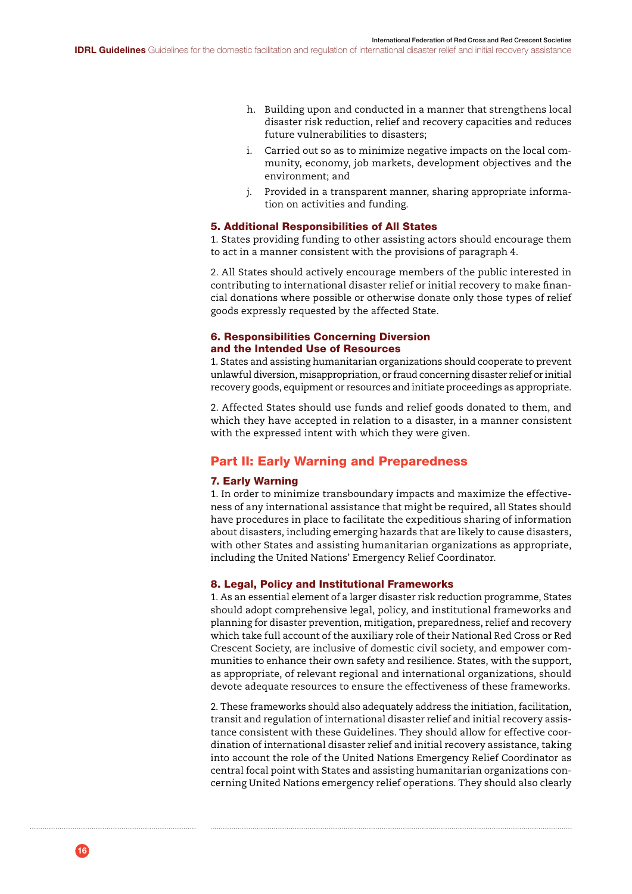h. Building upon and conducted in a manner that strengthens local disaster risk reduction, relief and recovery capacities and reduces future vulnerabilities to disasters;

i. Carried out so as to minimize negative impacts on the local community, economy, job markets, development objectives and the environment; and

j. Provided in a transparent manner, sharing appropriate information on activities and funding.

### 5. Additional Responsibilities of All States

1. States providing funding to other assisting actors should encourage them to act in a manner consistent with the provisions of paragraph 4.

2. All States should actively encourage members of the public interested in contributing to international disaster relief or initial recovery to make financial donations where possible or otherwise donate only those types of relief goods expressly requested by the affected State.

### 6. Responsibilities Concerning Diversion and the Intended Use of Resources

1. States and assisting humanitarian organizations should cooperate to prevent unlawful diversion, misappropriation, or fraud concerning disaster relief or initial recovery goods, equipment or resources and initiate proceedings as appropriate.

2. Affected States should use funds and relief goods donated to them, and which they have accepted in relation to a disaster, in a manner consistent with the expressed intent with which they were given.

## Part II: Early Warning and Preparedness

### 7. Early Warning

1. In order to minimize transboundary impacts and maximize the effectiveness of any international assistance that might be required, all States should have procedures in place to facilitate the expeditious sharing of information about disasters, including emerging hazards that are likely to cause disasters, with other States and assisting humanitarian organizations as appropriate, including the United Nations' Emergency Relief Coordinator.

### 8. Legal, Policy and Institutional Frameworks

1. As an essential element of a larger disaster risk reduction programme, States should adopt comprehensive legal, policy, and institutional frameworks and planning for disaster prevention, mitigation, preparedness, relief and recovery which take full account of the auxiliary role of their National Red Cross or Red Crescent Society, are inclusive of domestic civil society, and empower communities to enhance their own safety and resilience. States, with the support, as appropriate, of relevant regional and international organizations, should devote adequate resources to ensure the effectiveness of these frameworks.

2. These frameworks should also adequately address the initiation, facilitation, transit and regulation of international disaster relief and initial recovery assistance consistent with these Guidelines. They should allow for effective coordination of international disaster relief and initial recovery assistance, taking into account the role of the United Nations Emergency Relief Coordinator as central focal point with States and assisting humanitarian organizations concerning United Nations emergency relief operations. They should also clearly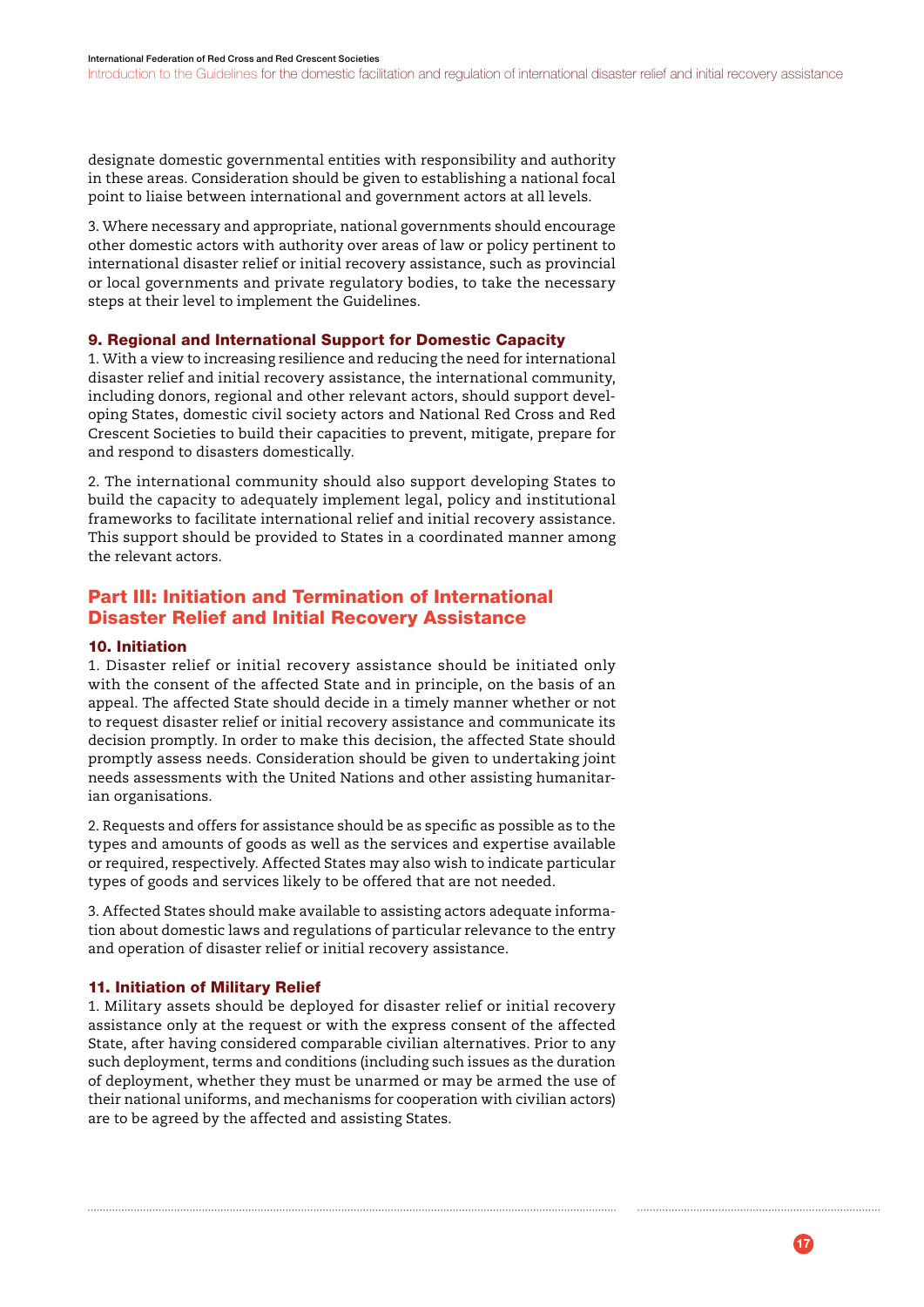designate domestic governmental entities with responsibility and authority in these areas. Consideration should be given to establishing a national focal point to liaise between international and government actors at all levels.

3. Where necessary and appropriate, national governments should encourage other domestic actors with authority over areas of law or policy pertinent to international disaster relief or initial recovery assistance, such as provincial or local governments and private regulatory bodies, to take the necessary steps at their level to implement the Guidelines.

### 9. Regional and International Support for Domestic Capacity

1. With a view to increasing resilience and reducing the need for international disaster relief and initial recovery assistance, the international community, including donors, regional and other relevant actors, should support developing States, domestic civil society actors and National Red Cross and Red Crescent Societies to build their capacities to prevent, mitigate, prepare for and respond to disasters domestically.

2. The international community should also support developing States to build the capacity to adequately implement legal, policy and institutional frameworks to facilitate international relief and initial recovery assistance. This support should be provided to States in a coordinated manner among the relevant actors.

## Part III: Initiation and Termination of International Disaster Relief and Initial Recovery Assistance

### 10. Initiation

1. Disaster relief or initial recovery assistance should be initiated only with the consent of the affected State and in principle, on the basis of an appeal. The affected State should decide in a timely manner whether or not to request disaster relief or initial recovery assistance and communicate its decision promptly. In order to make this decision, the affected State should promptly assess needs. Consideration should be given to undertaking joint needs assessments with the United Nations and other assisting humanitarian organisations.

2. Requests and offers for assistance should be as specific as possible as to the types and amounts of goods as well as the services and expertise available or required, respectively. Affected States may also wish to indicate particular types of goods and services likely to be offered that are not needed.

3. Affected States should make available to assisting actors adequate information about domestic laws and regulations of particular relevance to the entry and operation of disaster relief or initial recovery assistance.

### 11. Initiation of Military Relief

1. Military assets should be deployed for disaster relief or initial recovery assistance only at the request or with the express consent of the affected State, after having considered comparable civilian alternatives. Prior to any such deployment, terms and conditions (including such issues as the duration of deployment, whether they must be unarmed or may be armed the use of their national uniforms, and mechanisms for cooperation with civilian actors) are to be agreed by the affected and assisting States.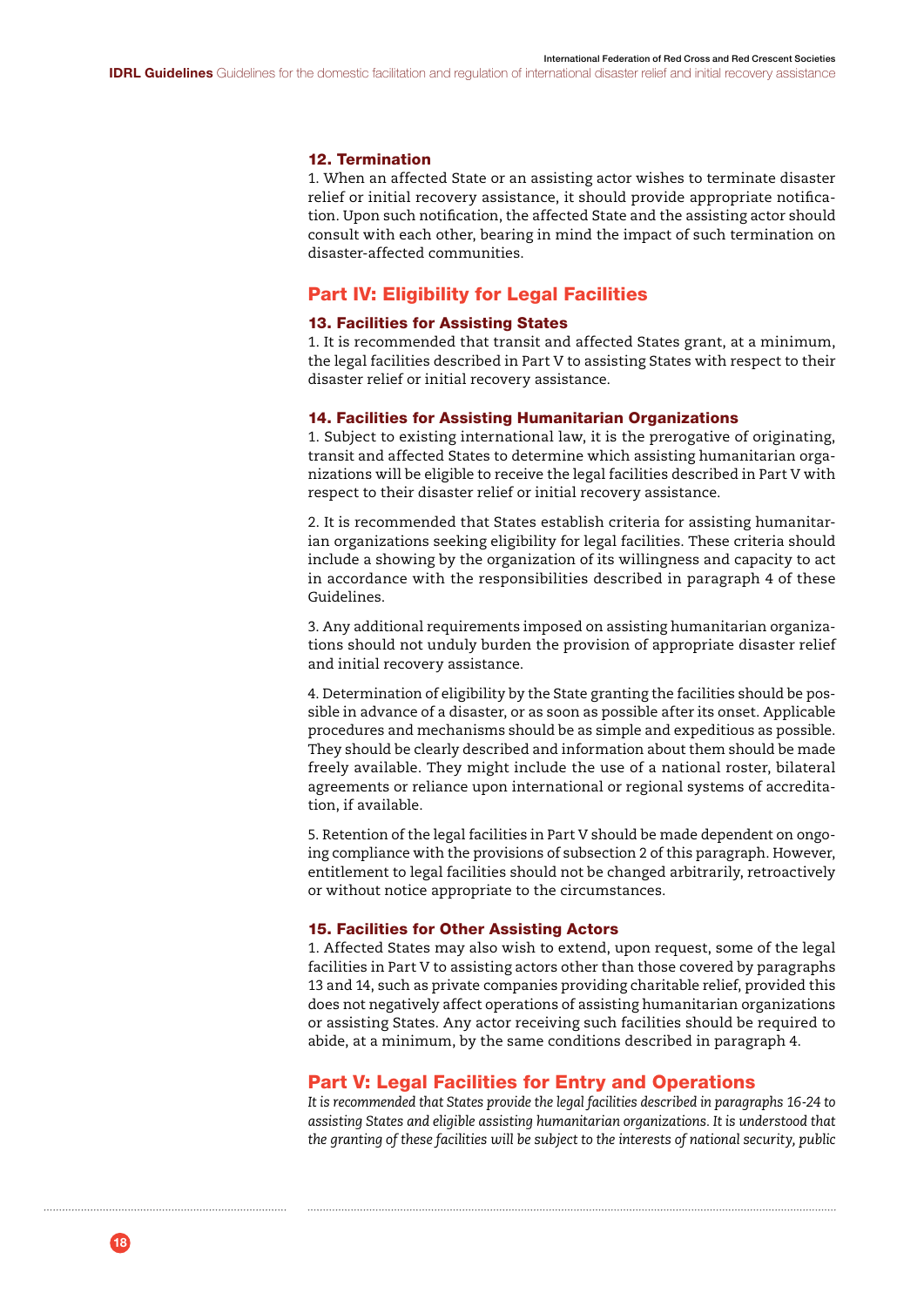### 12. Termination

1. When an affected State or an assisting actor wishes to terminate disaster relief or initial recovery assistance, it should provide appropriate notification. Upon such notification, the affected State and the assisting actor should consult with each other, bearing in mind the impact of such termination on disaster-affected communities.

## Part IV: Eligibility for Legal Facilities

### 13. Facilities for Assisting States

1. It is recommended that transit and affected States grant, at a minimum, the legal facilities described in Part V to assisting States with respect to their disaster relief or initial recovery assistance.

### 14. Facilities for Assisting Humanitarian Organizations

1. Subject to existing international law, it is the prerogative of originating, transit and affected States to determine which assisting humanitarian organizations will be eligible to receive the legal facilities described in Part V with respect to their disaster relief or initial recovery assistance.

2. It is recommended that States establish criteria for assisting humanitarian organizations seeking eligibility for legal facilities. These criteria should include a showing by the organization of its willingness and capacity to act in accordance with the responsibilities described in paragraph 4 of these Guidelines.

3. Any additional requirements imposed on assisting humanitarian organizations should not unduly burden the provision of appropriate disaster relief and initial recovery assistance.

4. Determination of eligibility by the State granting the facilities should be possible in advance of a disaster, or as soon as possible after its onset. Applicable procedures and mechanisms should be as simple and expeditious as possible. They should be clearly described and information about them should be made freely available. They might include the use of a national roster, bilateral agreements or reliance upon international or regional systems of accreditation, if available.

5. Retention of the legal facilities in Part V should be made dependent on ongoing compliance with the provisions of subsection 2 of this paragraph. However, entitlement to legal facilities should not be changed arbitrarily, retroactively or without notice appropriate to the circumstances.

### 15. Facilities for Other Assisting Actors

1. Affected States may also wish to extend, upon request, some of the legal facilities in Part V to assisting actors other than those covered by paragraphs 13 and 14, such as private companies providing charitable relief, provided this does not negatively affect operations of assisting humanitarian organizations or assisting States. Any actor receiving such facilities should be required to abide, at a minimum, by the same conditions described in paragraph 4.

## Part V: Legal Facilities for Entry and Operations

*It is recommended that States provide the legal facilities described in paragraphs 16-24 to assisting States and eligible assisting humanitarian organizations. It is understood that the granting of these facilities will be subject to the interests of national security, public*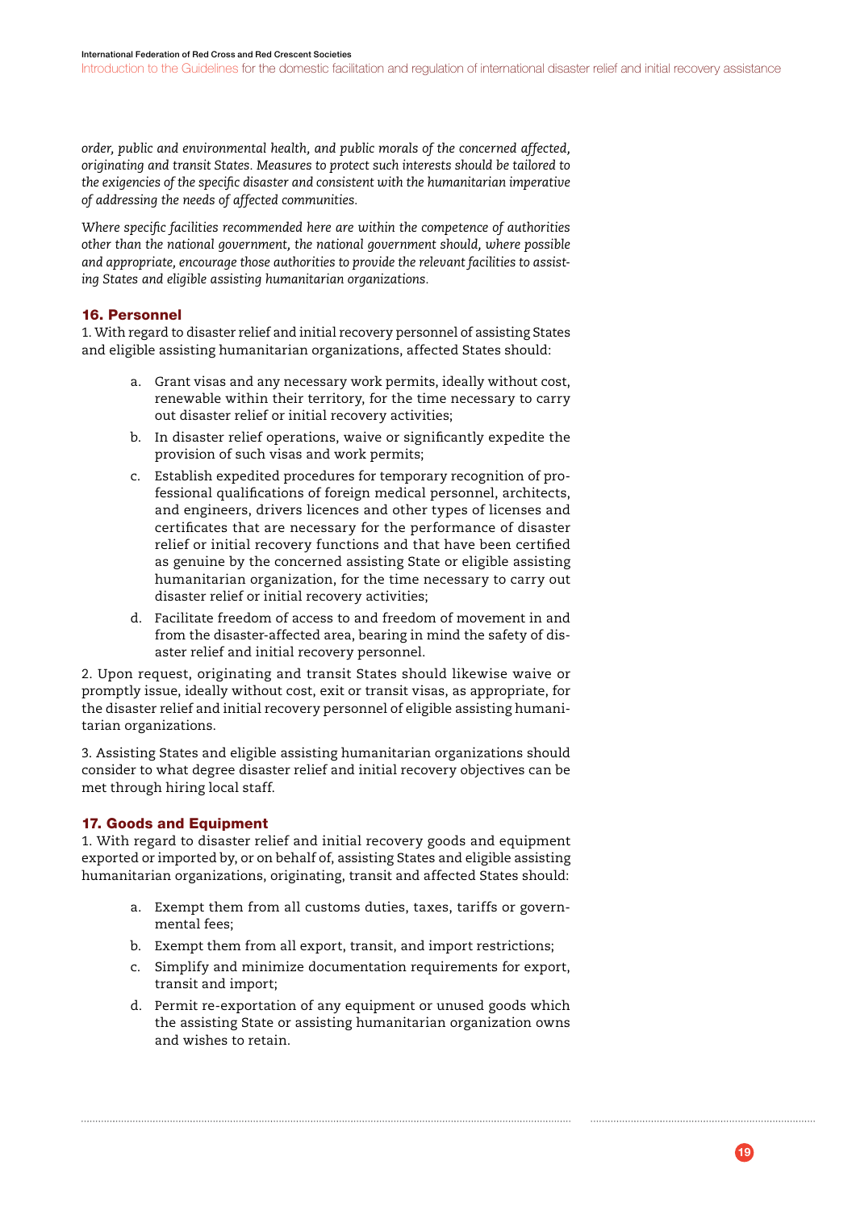*order, public and environmental health, and public morals of the concerned affected, originating and transit States. Measures to protect such interests should be tailored to the exigencies of the specific disaster and consistent with the humanitarian imperative of addressing the needs of affected communities.*

*Where specific facilities recommended here are within the competence of authorities other than the national government, the national government should, where possible and appropriate, encourage those authorities to provide the relevant facilities to assisting States and eligible assisting humanitarian organizations.*

### 16. Personnel

1. With regard to disaster relief and initial recovery personnel of assisting States and eligible assisting humanitarian organizations, affected States should:

   a. Grant visas and any necessary work permits, ideally without cost, renewable within their territory, for the time necessary to carry out disaster relief or initial recovery activities;

   b. In disaster relief operations, waive or significantly expedite the provision of such visas and work permits;

   c. Establish expedited procedures for temporary recognition of professional qualifications of foreign medical personnel, architects, and engineers, drivers licences and other types of licenses and certificates that are necessary for the performance of disaster relief or initial recovery functions and that have been certified as genuine by the concerned assisting State or eligible assisting humanitarian organization, for the time necessary to carry out disaster relief or initial recovery activities;

   d. Facilitate freedom of access to and freedom of movement in and from the disaster-affected area, bearing in mind the safety of disaster relief and initial recovery personnel.

2. Upon request, originating and transit States should likewise waive or promptly issue, ideally without cost, exit or transit visas, as appropriate, for the disaster relief and initial recovery personnel of eligible assisting humanitarian organizations.

3. Assisting States and eligible assisting humanitarian organizations should consider to what degree disaster relief and initial recovery objectives can be met through hiring local staff.

### 17. Goods and Equipment

1. With regard to disaster relief and initial recovery goods and equipment exported or imported by, or on behalf of, assisting States and eligible assisting humanitarian organizations, originating, transit and affected States should:

   a. Exempt them from all customs duties, taxes, tariffs or governmental fees;

   b. Exempt them from all export, transit, and import restrictions;

   c. Simplify and minimize documentation requirements for export, transit and import;

   d. Permit re-exportation of any equipment or unused goods which the assisting State or assisting humanitarian organization owns and wishes to retain.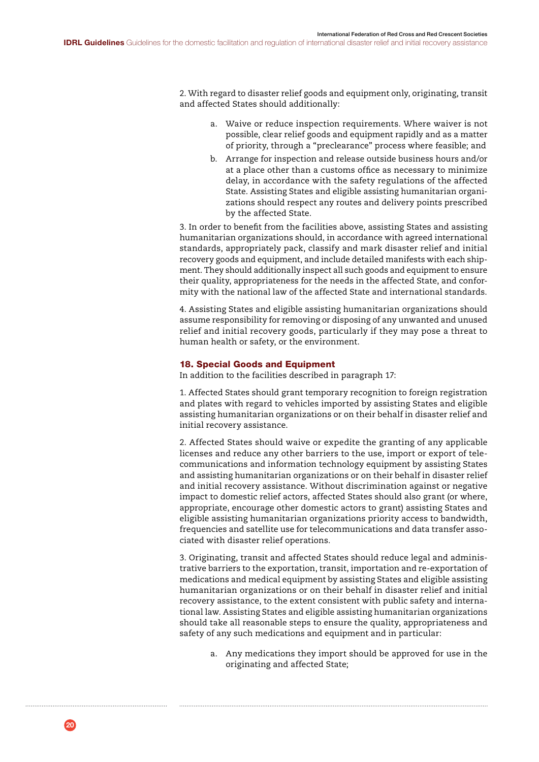2. With regard to disaster relief goods and equipment only, originating, transit and affected States should additionally:

a. Waive or reduce inspection requirements. Where waiver is not possible, clear relief goods and equipment rapidly and as a matter of priority, through a "preclearance" process where feasible; and
b. Arrange for inspection and release outside business hours and/or at a place other than a customs office as necessary to minimize delay, in accordance with the safety regulations of the affected State. Assisting States and eligible assisting humanitarian organizations should respect any routes and delivery points prescribed by the affected State.

3. In order to benefit from the facilities above, assisting States and assisting humanitarian organizations should, in accordance with agreed international standards, appropriately pack, classify and mark disaster relief and initial recovery goods and equipment, and include detailed manifests with each shipment. They should additionally inspect all such goods and equipment to ensure their quality, appropriateness for the needs in the affected State, and conformity with the national law of the affected State and international standards.

4. Assisting States and eligible assisting humanitarian organizations should assume responsibility for removing or disposing of any unwanted and unused relief and initial recovery goods, particularly if they may pose a threat to human health or safety, or the environment.

### 18. Special Goods and Equipment

In addition to the facilities described in paragraph 17:

1. Affected States should grant temporary recognition to foreign registration and plates with regard to vehicles imported by assisting States and eligible assisting humanitarian organizations or on their behalf in disaster relief and initial recovery assistance.

2. Affected States should waive or expedite the granting of any applicable licenses and reduce any other barriers to the use, import or export of telecommunications and information technology equipment by assisting States and assisting humanitarian organizations or on their behalf in disaster relief and initial recovery assistance. Without discrimination against or negative impact to domestic relief actors, affected States should also grant (or where, appropriate, encourage other domestic actors to grant) assisting States and eligible assisting humanitarian organizations priority access to bandwidth, frequencies and satellite use for telecommunications and data transfer associated with disaster relief operations.

3. Originating, transit and affected States should reduce legal and administrative barriers to the exportation, transit, importation and re-exportation of medications and medical equipment by assisting States and eligible assisting humanitarian organizations or on their behalf in disaster relief and initial recovery assistance, to the extent consistent with public safety and international law. Assisting States and eligible assisting humanitarian organizations should take all reasonable steps to ensure the quality, appropriateness and safety of any such medications and equipment and in particular:

a. Any medications they import should be approved for use in the originating and affected State;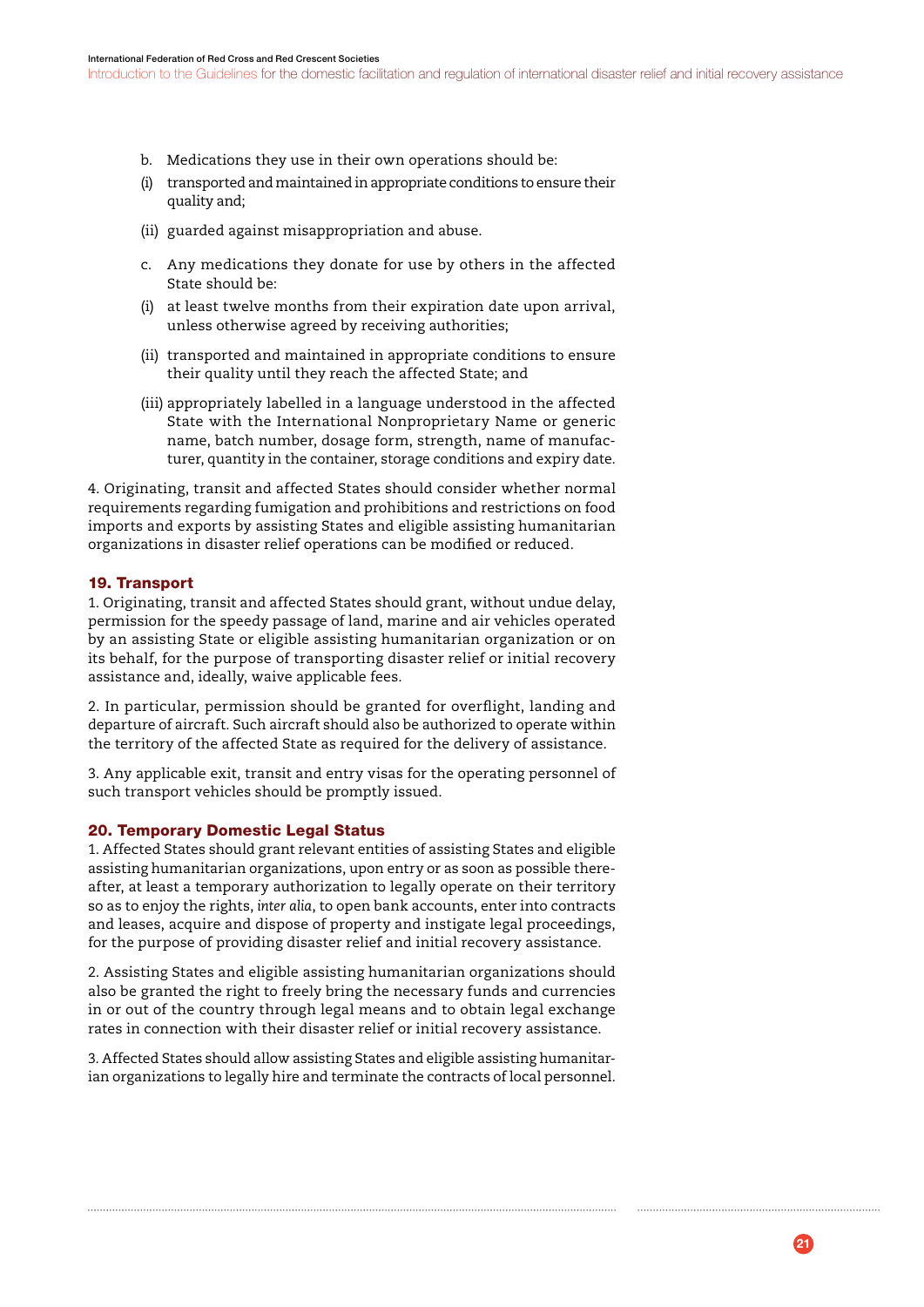b. Medications they use in their own operations should be:

(i) transported and maintained in appropriate conditions to ensure their quality and;

(ii) guarded against misappropriation and abuse.

c. Any medications they donate for use by others in the affected State should be:

(i) at least twelve months from their expiration date upon arrival, unless otherwise agreed by receiving authorities;

(ii) transported and maintained in appropriate conditions to ensure their quality until they reach the affected State; and

(iii) appropriately labelled in a language understood in the affected State with the International Nonproprietary Name or generic name, batch number, dosage form, strength, name of manufacturer, quantity in the container, storage conditions and expiry date.

4. Originating, transit and affected States should consider whether normal requirements regarding fumigation and prohibitions and restrictions on food imports and exports by assisting States and eligible assisting humanitarian organizations in disaster relief operations can be modified or reduced.

### 19. Transport

1. Originating, transit and affected States should grant, without undue delay, permission for the speedy passage of land, marine and air vehicles operated by an assisting State or eligible assisting humanitarian organization or on its behalf, for the purpose of transporting disaster relief or initial recovery assistance and, ideally, waive applicable fees.

2. In particular, permission should be granted for overflight, landing and departure of aircraft. Such aircraft should also be authorized to operate within the territory of the affected State as required for the delivery of assistance.

3. Any applicable exit, transit and entry visas for the operating personnel of such transport vehicles should be promptly issued.

### 20. Temporary Domestic Legal Status

1. Affected States should grant relevant entities of assisting States and eligible assisting humanitarian organizations, upon entry or as soon as possible thereafter, at least a temporary authorization to legally operate on their territory so as to enjoy the rights, *inter alia*, to open bank accounts, enter into contracts and leases, acquire and dispose of property and instigate legal proceedings, for the purpose of providing disaster relief and initial recovery assistance.

2. Assisting States and eligible assisting humanitarian organizations should also be granted the right to freely bring the necessary funds and currencies in or out of the country through legal means and to obtain legal exchange rates in connection with their disaster relief or initial recovery assistance.

3. Affected States should allow assisting States and eligible assisting humanitarian organizations to legally hire and terminate the contracts of local personnel.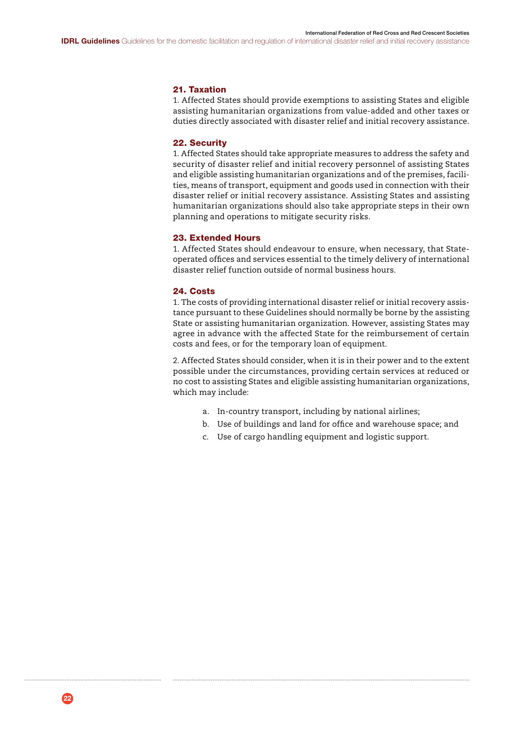### 21. Taxation

1. Affected States should provide exemptions to assisting States and eligible assisting humanitarian organizations from value-added and other taxes or duties directly associated with disaster relief and initial recovery assistance.

### 22. Security

1. Affected States should take appropriate measures to address the safety and security of disaster relief and initial recovery personnel of assisting States and eligible assisting humanitarian organizations and of the premises, facilities, means of transport, equipment and goods used in connection with their disaster relief or initial recovery assistance. Assisting States and assisting humanitarian organizations should also take appropriate steps in their own planning and operations to mitigate security risks.

### 23. Extended Hours

1. Affected States should endeavour to ensure, when necessary, that State-operated offices and services essential to the timely delivery of international disaster relief function outside of normal business hours.

### 24. Costs

1. The costs of providing international disaster relief or initial recovery assistance pursuant to these Guidelines should normally be borne by the assisting State or assisting humanitarian organization. However, assisting States may agree in advance with the affected State for the reimbursement of certain costs and fees, or for the temporary loan of equipment.

2. Affected States should consider, when it is in their power and to the extent possible under the circumstances, providing certain services at reduced or no cost to assisting States and eligible assisting humanitarian organizations, which may include:

a. In-country transport, including by national airlines;
b. Use of buildings and land for office and warehouse space; and
c. Use of cargo handling equipment and logistic support.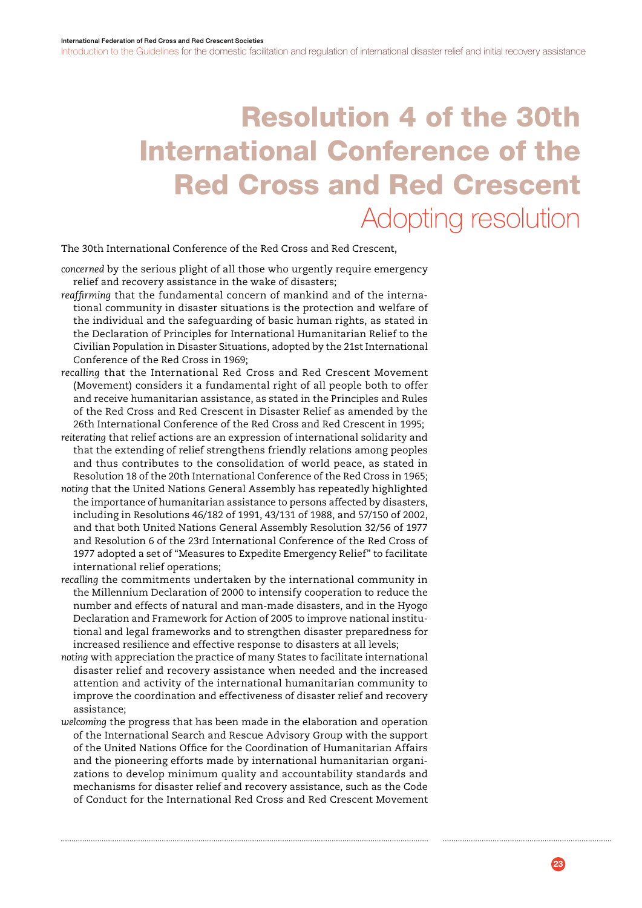# Resolution 4 of the 30th International Conference of the Red Cross and Red Crescent

## Adopting resolution

The 30th International Conference of the Red Cross and Red Crescent,

*concerned* by the serious plight of all those who urgently require emergency relief and recovery assistance in the wake of disasters;

*reaffirming* that the fundamental concern of mankind and of the international community in disaster situations is the protection and welfare of the individual and the safeguarding of basic human rights, as stated in the Declaration of Principles for International Humanitarian Relief to the Civilian Population in Disaster Situations, adopted by the 21st International Conference of the Red Cross in 1969;

*recalling* that the International Red Cross and Red Crescent Movement (Movement) considers it a fundamental right of all people both to offer and receive humanitarian assistance, as stated in the Principles and Rules of the Red Cross and Red Crescent in Disaster Relief as amended by the 26th International Conference of the Red Cross and Red Crescent in 1995;

*reiterating* that relief actions are an expression of international solidarity and that the extending of relief strengthens friendly relations among peoples and thus contributes to the consolidation of world peace, as stated in Resolution 18 of the 20th International Conference of the Red Cross in 1965;

*noting* that the United Nations General Assembly has repeatedly highlighted the importance of humanitarian assistance to persons affected by disasters, including in Resolutions 46/182 of 1991, 43/131 of 1988, and 57/150 of 2002, and that both United Nations General Assembly Resolution 32/56 of 1977 and Resolution 6 of the 23rd International Conference of the Red Cross of 1977 adopted a set of "Measures to Expedite Emergency Relief" to facilitate international relief operations;

*recalling* the commitments undertaken by the international community in the Millennium Declaration of 2000 to intensify cooperation to reduce the number and effects of natural and man-made disasters, and in the Hyogo Declaration and Framework for Action of 2005 to improve national institutional and legal frameworks and to strengthen disaster preparedness for increased resilience and effective response to disasters at all levels;

*noting* with appreciation the practice of many States to facilitate international disaster relief and recovery assistance when needed and the increased attention and activity of the international humanitarian community to improve the coordination and effectiveness of disaster relief and recovery assistance;

*welcoming* the progress that has been made in the elaboration and operation of the International Search and Rescue Advisory Group with the support of the United Nations Office for the Coordination of Humanitarian Affairs and the pioneering efforts made by international humanitarian organizations to develop minimum quality and accountability standards and mechanisms for disaster relief and recovery assistance, such as the Code of Conduct for the International Red Cross and Red Crescent Movement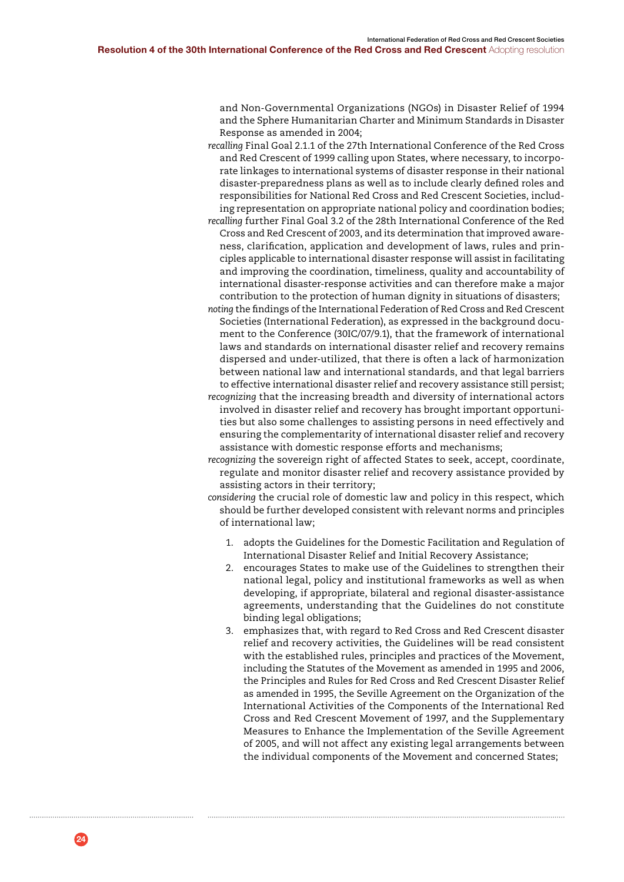and Non-Governmental Organizations (NGOs) in Disaster Relief of 1994 and the Sphere Humanitarian Charter and Minimum Standards in Disaster Response as amended in 2004;

*recalling* Final Goal 2.1.1 of the 27th International Conference of the Red Cross and Red Crescent of 1999 calling upon States, where necessary, to incorporate linkages to international systems of disaster response in their national disaster-preparedness plans as well as to include clearly defined roles and responsibilities for National Red Cross and Red Crescent Societies, including representation on appropriate national policy and coordination bodies;

*recalling* further Final Goal 3.2 of the 28th International Conference of the Red Cross and Red Crescent of 2003, and its determination that improved awareness, clarification, application and development of laws, rules and principles applicable to international disaster response will assist in facilitating and improving the coordination, timeliness, quality and accountability of international disaster-response activities and can therefore make a major contribution to the protection of human dignity in situations of disasters;

*noting* the findings of the International Federation of Red Cross and Red Crescent Societies (International Federation), as expressed in the background document to the Conference (30IC/07/9.1), that the framework of international laws and standards on international disaster relief and recovery remains dispersed and under-utilized, that there is often a lack of harmonization between national law and international standards, and that legal barriers to effective international disaster relief and recovery assistance still persist;

*recognizing* that the increasing breadth and diversity of international actors involved in disaster relief and recovery has brought important opportunities but also some challenges to assisting persons in need effectively and ensuring the complementarity of international disaster relief and recovery assistance with domestic response efforts and mechanisms;

*recognizing* the sovereign right of affected States to seek, accept, coordinate, regulate and monitor disaster relief and recovery assistance provided by assisting actors in their territory;

*considering* the crucial role of domestic law and policy in this respect, which should be further developed consistent with relevant norms and principles of international law;

1. adopts the Guidelines for the Domestic Facilitation and Regulation of International Disaster Relief and Initial Recovery Assistance;
2. encourages States to make use of the Guidelines to strengthen their national legal, policy and institutional frameworks as well as when developing, if appropriate, bilateral and regional disaster-assistance agreements, understanding that the Guidelines do not constitute binding legal obligations;
3. emphasizes that, with regard to Red Cross and Red Crescent disaster relief and recovery activities, the Guidelines will be read consistent with the established rules, principles and practices of the Movement, including the Statutes of the Movement as amended in 1995 and 2006, the Principles and Rules for Red Cross and Red Crescent Disaster Relief as amended in 1995, the Seville Agreement on the Organization of the International Activities of the Components of the International Red Cross and Red Crescent Movement of 1997, and the Supplementary Measures to Enhance the Implementation of the Seville Agreement of 2005, and will not affect any existing legal arrangements between the individual components of the Movement and concerned States;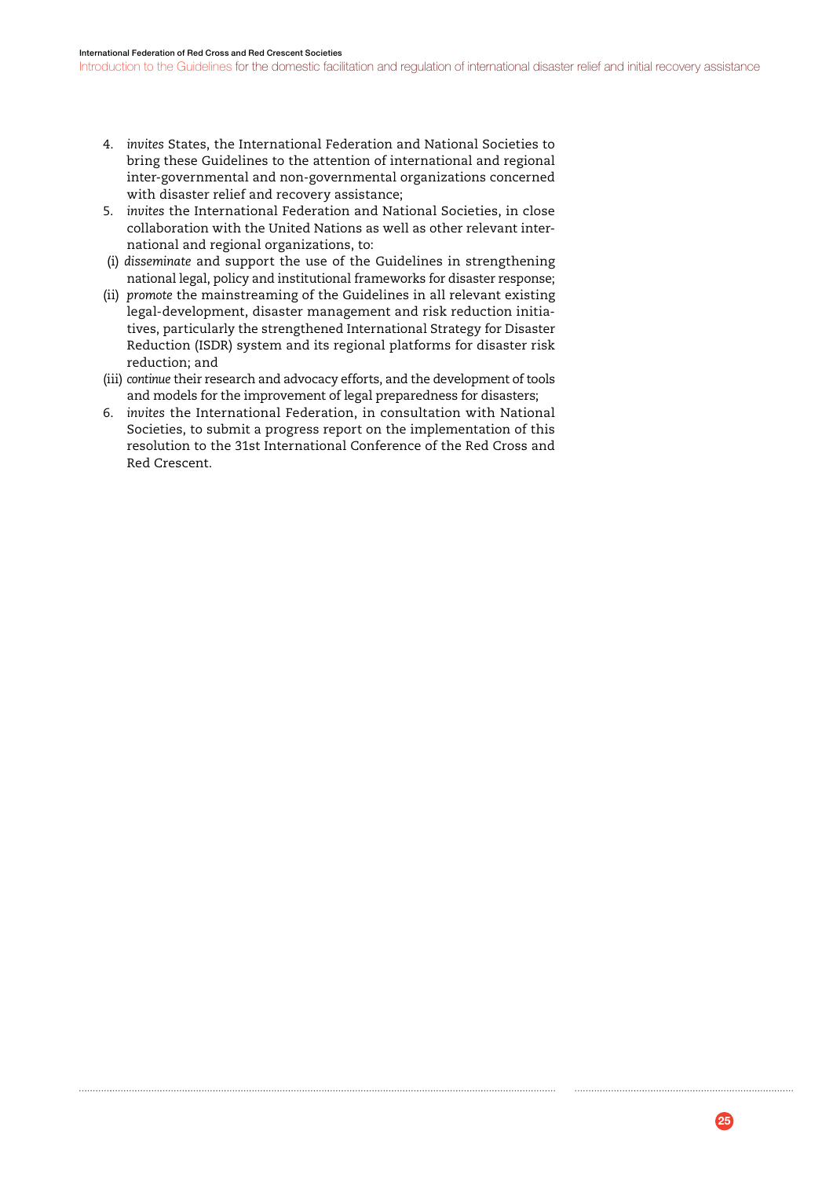4. *invites* States, the International Federation and National Societies to bring these Guidelines to the attention of international and regional inter-governmental and non-governmental organizations concerned with disaster relief and recovery assistance;
5. *invites* the International Federation and National Societies, in close collaboration with the United Nations as well as other relevant international and regional organizations, to:

(i) *disseminate* and support the use of the Guidelines in strengthening national legal, policy and institutional frameworks for disaster response;

(ii) *promote* the mainstreaming of the Guidelines in all relevant existing legal-development, disaster management and risk reduction initiatives, particularly the strengthened International Strategy for Disaster Reduction (ISDR) system and its regional platforms for disaster risk reduction; and

(iii) *continue* their research and advocacy efforts, and the development of tools and models for the improvement of legal preparedness for disasters;

6. *invites* the International Federation, in consultation with National Societies, to submit a progress report on the implementation of this resolution to the 31st International Conference of the Red Cross and Red Crescent.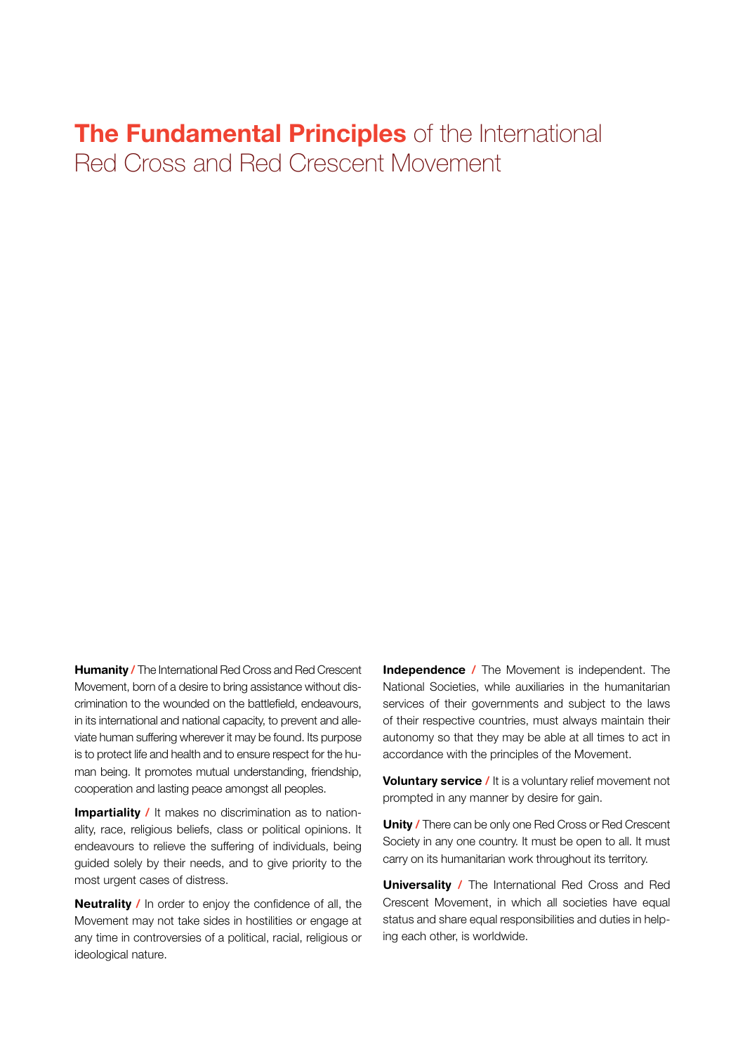# **The Fundamental Principles** of the International Red Cross and Red Crescent Movement

**Humanity** / The International Red Cross and Red Crescent Movement, born of a desire to bring assistance without discrimination to the wounded on the battlefield, endeavours, in its international and national capacity, to prevent and alleviate human suffering wherever it may be found. Its purpose is to protect life and health and to ensure respect for the human being. It promotes mutual understanding, friendship, cooperation and lasting peace amongst all peoples.

**Impartiality** / It makes no discrimination as to nationality, race, religious beliefs, class or political opinions. It endeavours to relieve the suffering of individuals, being guided solely by their needs, and to give priority to the most urgent cases of distress.

**Neutrality** / In order to enjoy the confidence of all, the Movement may not take sides in hostilities or engage at any time in controversies of a political, racial, religious or ideological nature.

**Independence** / The Movement is independent. The National Societies, while auxiliaries in the humanitarian services of their governments and subject to the laws of their respective countries, must always maintain their autonomy so that they may be able at all times to act in accordance with the principles of the Movement.

**Voluntary service** / It is a voluntary relief movement not prompted in any manner by desire for gain.

**Unity** / There can be only one Red Cross or Red Crescent Society in any one country. It must be open to all. It must carry on its humanitarian work throughout its territory.

**Universality** / The International Red Cross and Red Crescent Movement, in which all societies have equal status and share equal responsibilities and duties in helping each other, is worldwide.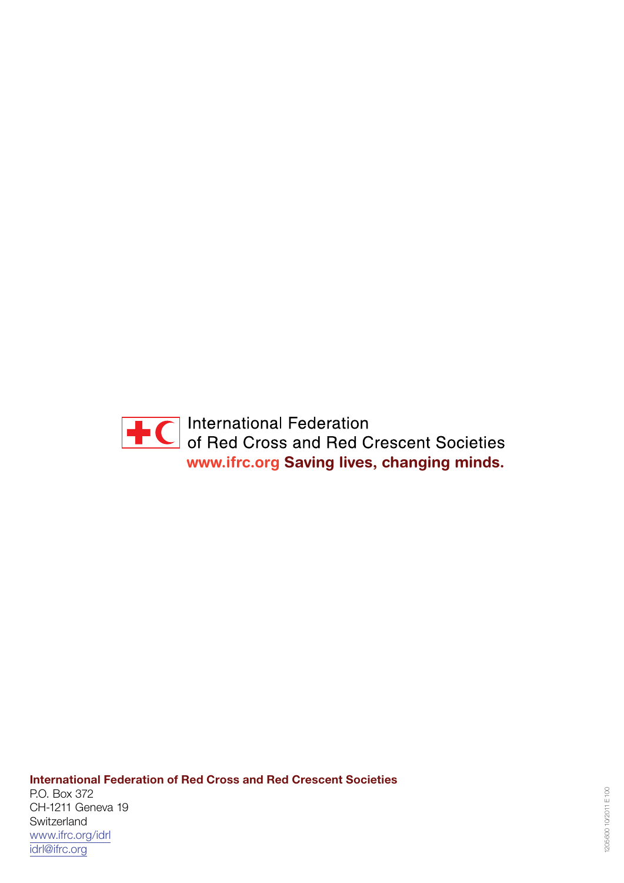International Federation
of Red Cross and Red Crescent Societies
www.ifrc.org **Saving lives, changing minds.**

**International Federation of Red Cross and Red Crescent Societies**
P.O. Box 372
CH-1211 Geneva 19
Switzerland
www.ifrc.org/idrl
idrl@ifrc.org

1205600 10/2011 E 100